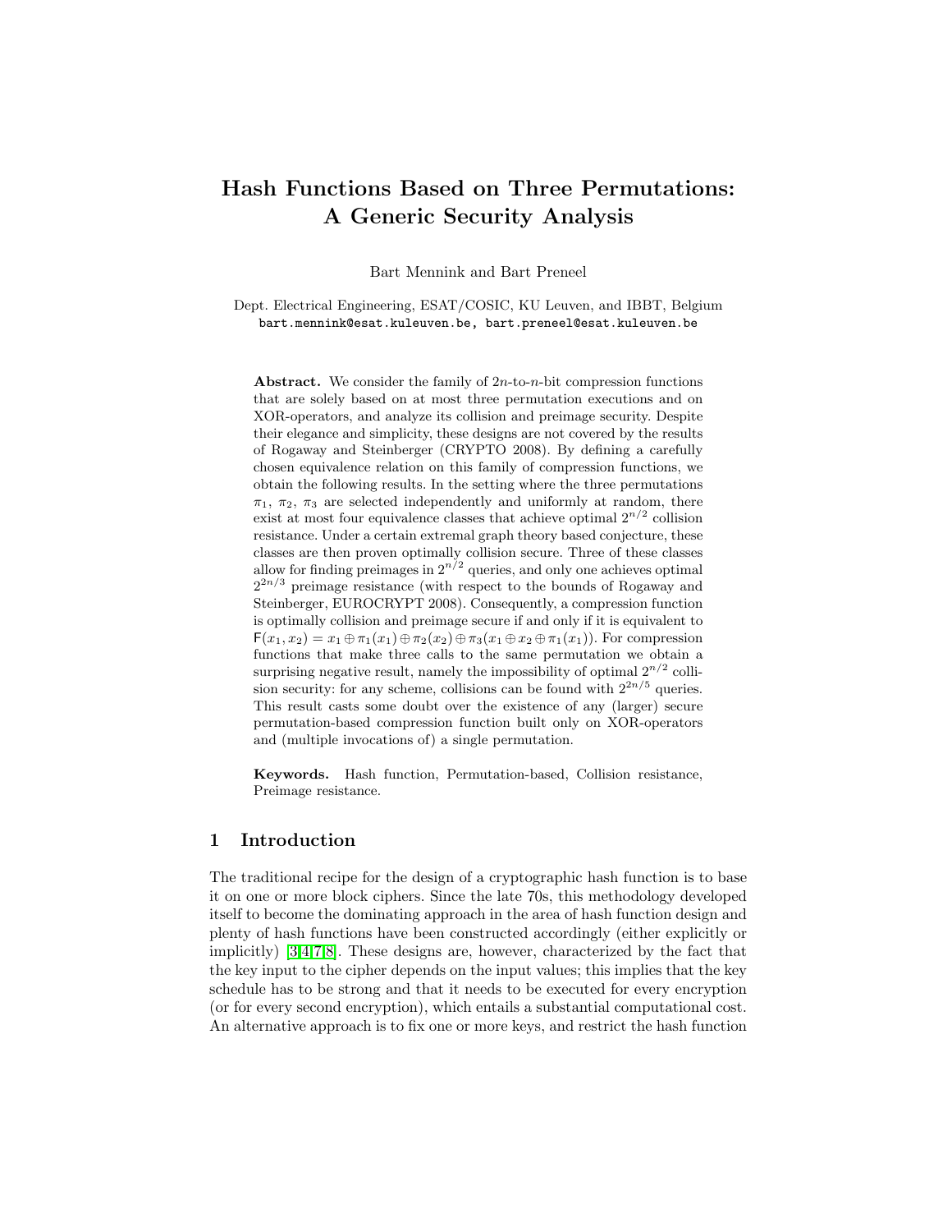# Hash Functions Based on Three Permutations: A Generic Security Analysis

Bart Mennink and Bart Preneel

Dept. Electrical Engineering, ESAT/COSIC, KU Leuven, and IBBT, Belgium
bart.mennink@esat.kuleuven.be, bart.preneel@esat.kuleuven.be

**Abstract.** We consider the family of $2n$-to-$n$-bit compression functions that are solely based on at most three permutation executions and on XOR-operators, and analyze its collision and preimage security. Despite their elegance and simplicity, these designs are not covered by the results of Rogaway and Steinberger (CRYPTO 2008). By defining a carefully chosen equivalence relation on this family of compression functions, we obtain the following results. In the setting where the three permutations $\pi_1$, $\pi_2$, $\pi_3$ are selected independently and uniformly at random, there exist at most four equivalence classes that achieve optimal $2^{n/2}$ collision resistance. Under a certain extremal graph theory based conjecture, these classes are then proven optimally collision secure. Three of these classes allow for finding preimages in $2^{n/2}$ queries, and only one achieves optimal $2^{2n/3}$ preimage resistance (with respect to the bounds of Rogaway and Steinberger, EUROCRYPT 2008). Consequently, a compression function is optimally collision and preimage secure if and only if it is equivalent to $\mathsf{F}(x_1, x_2) = x_1 \oplus \pi_1(x_1) \oplus \pi_2(x_2) \oplus \pi_3(x_1 \oplus x_2 \oplus \pi_1(x_1))$. For compression functions that make three calls to the same permutation we obtain a surprising negative result, namely the impossibility of optimal $2^{n/2}$ collision security: for any scheme, collisions can be found with $2^{2n/5}$ queries. This result casts some doubt over the existence of any (larger) secure permutation-based compression function built only on XOR-operators and (multiple invocations of) a single permutation.

**Keywords.** Hash function, Permutation-based, Collision resistance, Preimage resistance.

## 1 Introduction

The traditional recipe for the design of a cryptographic hash function is to base it on one or more block ciphers. Since the late 70s, this methodology developed itself to become the dominating approach in the area of hash function design and plenty of hash functions have been constructed accordingly (either explicitly or implicitly) [3,4,7,8]. These designs are, however, characterized by the fact that the key input to the cipher depends on the input values; this implies that the key schedule has to be strong and that it needs to be executed for every encryption (or for every second encryption), which entails a substantial computational cost. An alternative approach is to fix one or more keys, and restrict the hash function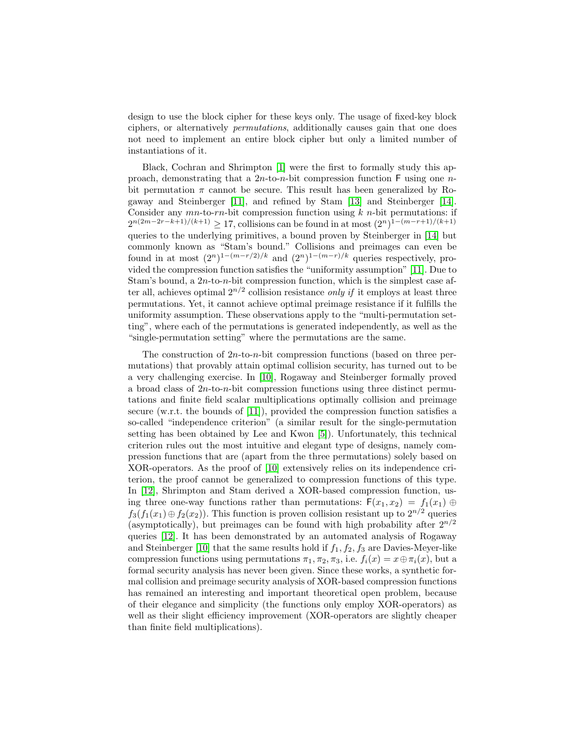design to use the block cipher for these keys only. The usage of fixed-key block ciphers, or alternatively *permutations*, additionally causes gain that one does not need to implement an entire block cipher but only a limited number of instantiations of it.

Black, Cochran and Shrimpton [1] were the first to formally study this approach, demonstrating that a $2n$-to-$n$-bit compression function $\mathsf{F}$ using one $n$-bit permutation $\pi$ cannot be secure. This result has been generalized by Rogaway and Steinberger [11], and refined by Stam [13] and Steinberger [14]. Consider any $mn$-to-$rn$-bit compression function using $k$ $n$-bit permutations: if $2^{n(2m-2r-k+1)/(k+1)} \geq 17$, collisions can be found in at most $(2^n)^{1-(m-r+1)/(k+1)}$ queries to the underlying primitives, a bound proven by Steinberger in [14] but commonly known as "Stam's bound." Collisions and preimages can even be found in at most $(2^n)^{1-(m-r/2)/k}$ and $(2^n)^{1-(m-r)/k}$ queries respectively, provided the compression function satisfies the "uniformity assumption" [11]. Due to Stam's bound, a $2n$-to-$n$-bit compression function, which is the simplest case after all, achieves optimal $2^{n/2}$ collision resistance *only if* it employs at least three permutations. Yet, it cannot achieve optimal preimage resistance if it fulfills the uniformity assumption. These observations apply to the "multi-permutation setting", where each of the permutations is generated independently, as well as the "single-permutation setting" where the permutations are the same.

The construction of $2n$-to-$n$-bit compression functions (based on three permutations) that provably attain optimal collision security, has turned out to be a very challenging exercise. In [10], Rogaway and Steinberger formally proved a broad class of $2n$-to-$n$-bit compression functions using three distinct permutations and finite field scalar multiplications optimally collision and preimage secure (w.r.t. the bounds of [11]), provided the compression function satisfies a so-called "independence criterion" (a similar result for the single-permutation setting has been obtained by Lee and Kwon [5]). Unfortunately, this technical criterion rules out the most intuitive and elegant type of designs, namely compression functions that are (apart from the three permutations) solely based on XOR-operators. As the proof of [10] extensively relies on its independence criterion, the proof cannot be generalized to compression functions of this type. In [12], Shrimpton and Stam derived a XOR-based compression function, using three one-way functions rather than permutations: $\mathsf{F}(x_1, x_2) = f_1(x_1) \oplus f_3(f_1(x_1) \oplus f_2(x_2))$. This function is proven collision resistant up to $2^{n/2}$ queries (asymptotically), but preimages can be found with high probability after $2^{n/2}$ queries [12]. It has been demonstrated by an automated analysis of Rogaway and Steinberger [10] that the same results hold if $f_1, f_2, f_3$ are Davies-Meyer-like compression functions using permutations $\pi_1, \pi_2, \pi_3$, i.e. $f_i(x) = x \oplus \pi_i(x)$, but a formal security analysis has never been given. Since these works, a synthetic formal collision and preimage security analysis of XOR-based compression functions has remained an interesting and important theoretical open problem, because of their elegance and simplicity (the functions only employ XOR-operators) as well as their slight efficiency improvement (XOR-operators are slightly cheaper than finite field multiplications).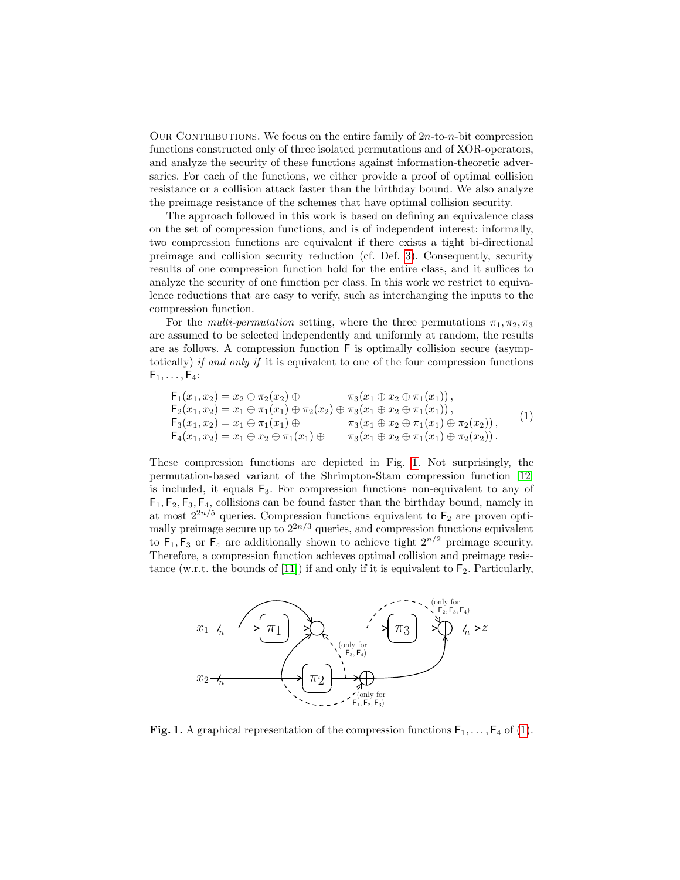Our Contributions. We focus on the entire family of $2n$-to-$n$-bit compression functions constructed only of three isolated permutations and of XOR-operators, and analyze the security of these functions against information-theoretic adversaries. For each of the functions, we either provide a proof of optimal collision resistance or a collision attack faster than the birthday bound. We also analyze the preimage resistance of the schemes that have optimal collision security.

The approach followed in this work is based on defining an equivalence class on the set of compression functions, and is of independent interest: informally, two compression functions are equivalent if there exists a tight bi-directional preimage and collision security reduction (cf. Def. 3). Consequently, security results of one compression function hold for the entire class, and it suffices to analyze the security of one function per class. In this work we restrict to equivalence reductions that are easy to verify, such as interchanging the inputs to the compression function.

For the *multi-permutation* setting, where the three permutations $\pi_1, \pi_2, \pi_3$ are assumed to be selected independently and uniformly at random, the results are as follows. A compression function $\mathsf{F}$ is optimally collision secure (asymptotically) *if and only if* it is equivalent to one of the four compression functions $\mathsf{F}_1, \ldots, \mathsf{F}_4$:

$$
\begin{aligned}
\mathsf{F}_1(x_1, x_2) &= x_2 \oplus \pi_2(x_2) \oplus \pi_3(x_1 \oplus x_2 \oplus \pi_1(x_1)), \\
\mathsf{F}_2(x_1, x_2) &= x_1 \oplus \pi_1(x_1) \oplus \pi_2(x_2) \oplus \pi_3(x_1 \oplus x_2 \oplus \pi_1(x_1)), \\
\mathsf{F}_3(x_1, x_2) &= x_1 \oplus \pi_1(x_1) \oplus \pi_3(x_1 \oplus x_2 \oplus \pi_1(x_1) \oplus \pi_2(x_2)), \\
\mathsf{F}_4(x_1, x_2) &= x_1 \oplus x_2 \oplus \pi_1(x_1) \oplus \pi_3(x_1 \oplus x_2 \oplus \pi_1(x_1) \oplus \pi_2(x_2)).
\end{aligned}
\tag{1}
$$

These compression functions are depicted in Fig. 1. Not surprisingly, the permutation-based variant of the Shrimpton-Stam compression function [12] is included, it equals $\mathsf{F}_3$. For compression functions non-equivalent to any of $\mathsf{F}_1, \mathsf{F}_2, \mathsf{F}_3, \mathsf{F}_4$, collisions can be found faster than the birthday bound, namely in at most $2^{2n/5}$ queries. Compression functions equivalent to $\mathsf{F}_2$ are proven optimally preimage secure up to $2^{2n/3}$ queries, and compression functions equivalent to $\mathsf{F}_1, \mathsf{F}_3$ or $\mathsf{F}_4$ are additionally shown to achieve tight $2^{n/2}$ preimage security. Therefore, a compression function achieves optimal collision and preimage resistance (w.r.t. the bounds of [11]) if and only if it is equivalent to $\mathsf{F}_2$. Particularly,

**Fig. 1.** A graphical representation of the compression functions $\mathsf{F}_1, \ldots, \mathsf{F}_4$ of (1).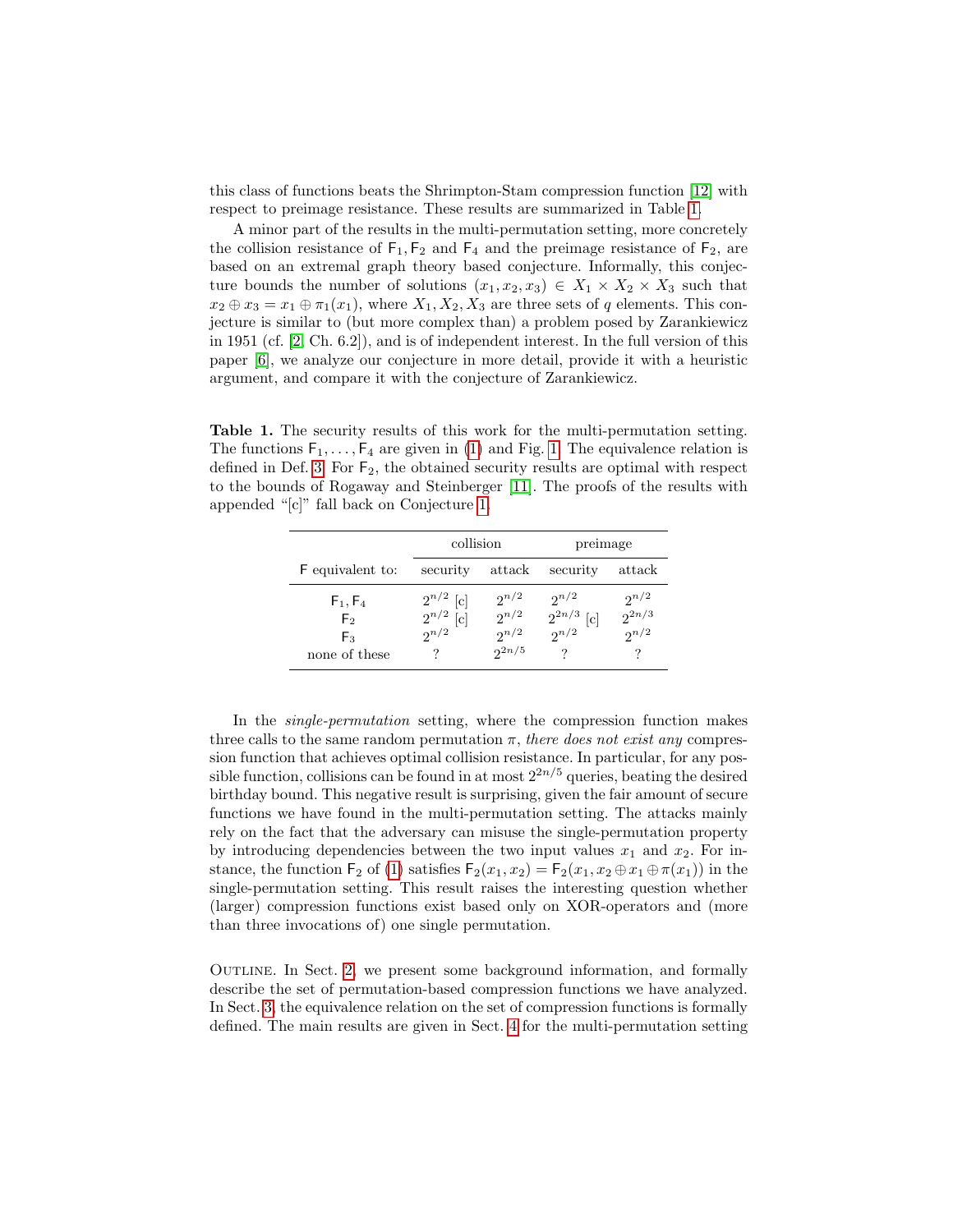this class of functions beats the Shrimpton-Stam compression function [12] with respect to preimage resistance. These results are summarized in Table 1.

A minor part of the results in the multi-permutation setting, more concretely the collision resistance of $\mathsf{F}_1, \mathsf{F}_2$ and $\mathsf{F}_4$ and the preimage resistance of $\mathsf{F}_2$, are based on an extremal graph theory based conjecture. Informally, this conjecture bounds the number of solutions $(x_1, x_2, x_3) \in X_1 \times X_2 \times X_3$ such that $x_2 \oplus x_3 = x_1 \oplus \pi_1(x_1)$, where $X_1, X_2, X_3$ are three sets of $q$ elements. This conjecture is similar to (but more complex than) a problem posed by Zarankiewicz in 1951 (cf. [2, Ch. 6.2]), and is of independent interest. In the full version of this paper [6], we analyze our conjecture in more detail, provide it with a heuristic argument, and compare it with the conjecture of Zarankiewicz.

**Table 1.** The security results of this work for the multi-permutation setting. The functions $\mathsf{F}_1, \ldots, \mathsf{F}_4$ are given in (1) and Fig. 1. The equivalence relation is defined in Def. 3. For $\mathsf{F}_2$, the obtained security results are optimal with respect to the bounds of Rogaway and Steinberger [11]. The proofs of the results with appended "[c]" fall back on Conjecture 1.

| | collision | | preimage | |
|---|---|---|---|---|
| $\mathsf{F}$ equivalent to: | security | attack | security | attack |
| $\mathsf{F}_1, \mathsf{F}_4$ | $2^{n/2}$ [c] | $2^{n/2}$ | $2^{n/2}$ | $2^{n/2}$ |
| $\mathsf{F}_2$ | $2^{n/2}$ [c] | $2^{n/2}$ | $2^{2n/3}$ [c] | $2^{2n/3}$ |
| $\mathsf{F}_3$ | $2^{n/2}$ | $2^{n/2}$ | $2^{n/2}$ | $2^{n/2}$ |
| none of these | ? | $2^{2n/5}$ | ? | ? |

In the *single-permutation* setting, where the compression function makes three calls to the same random permutation $\pi$, *there does not exist any* compression function that achieves optimal collision resistance. In particular, for any possible function, collisions can be found in at most $2^{2n/5}$ queries, beating the desired birthday bound. This negative result is surprising, given the fair amount of secure functions we have found in the multi-permutation setting. The attacks mainly rely on the fact that the adversary can misuse the single-permutation property by introducing dependencies between the two input values $x_1$ and $x_2$. For instance, the function $\mathsf{F}_2$ of (1) satisfies $\mathsf{F}_2(x_1, x_2) = \mathsf{F}_2(x_1, x_2 \oplus x_1 \oplus \pi(x_1))$ in the single-permutation setting. This result raises the interesting question whether (larger) compression functions exist based only on XOR-operators and (more than three invocations of) one single permutation.

Outline. In Sect. 2, we present some background information, and formally describe the set of permutation-based compression functions we have analyzed. In Sect. 3, the equivalence relation on the set of compression functions is formally defined. The main results are given in Sect. 4 for the multi-permutation setting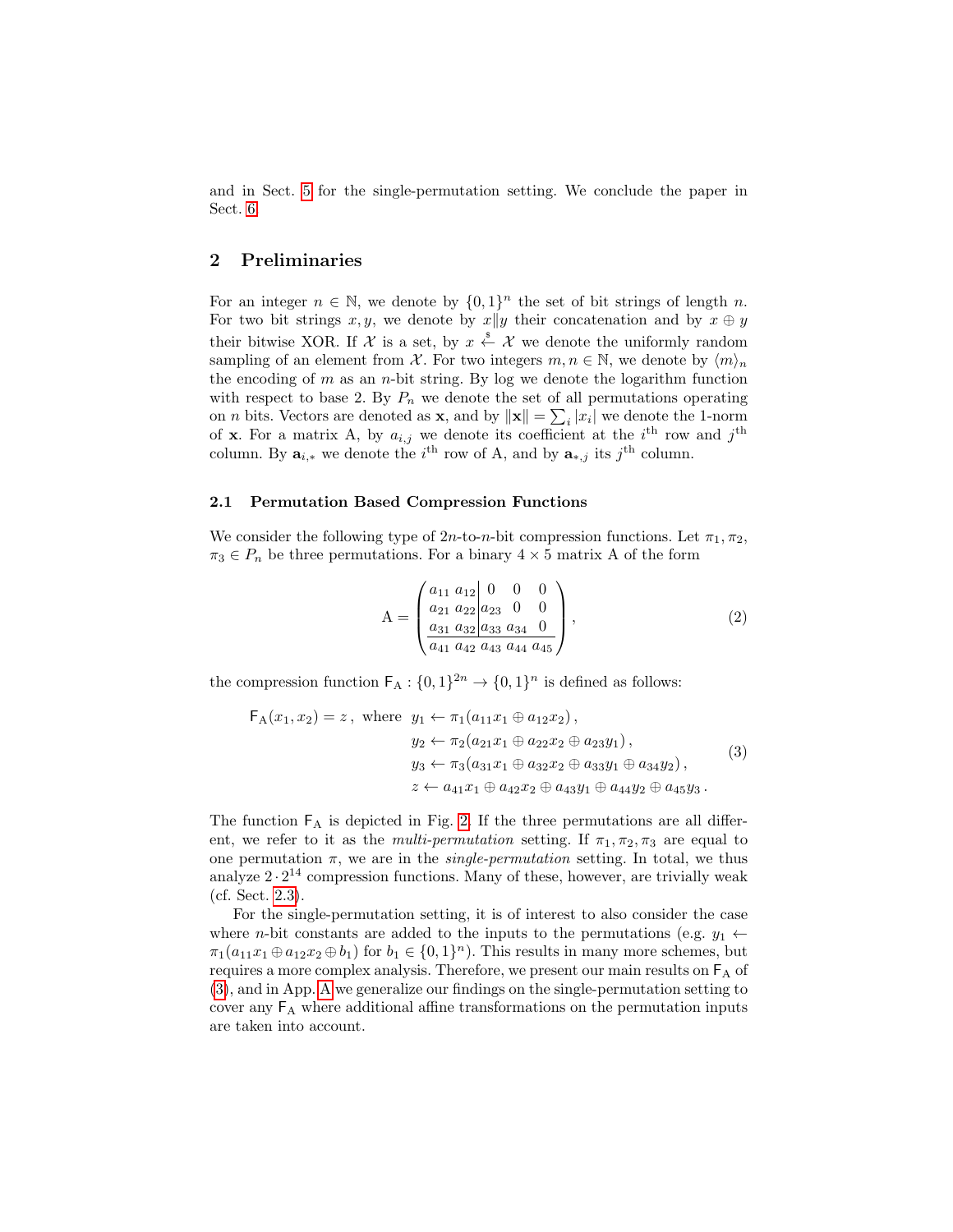and in Sect. 5 for the single-permutation setting. We conclude the paper in Sect. 6.

## 2 Preliminaries

For an integer $n \in \mathbb{N}$, we denote by $\{0,1\}^n$ the set of bit strings of length $n$. For two bit strings $x, y$, we denote by $x \| y$ their concatenation and by $x \oplus y$ their bitwise XOR. If $\mathcal{X}$ is a set, by $x \xleftarrow{\$} \mathcal{X}$ we denote the uniformly random sampling of an element from $\mathcal{X}$. For two integers $m, n \in \mathbb{N}$, we denote by $\langle m \rangle_n$ the encoding of $m$ as an $n$-bit string. By log we denote the logarithm function with respect to base 2. By $P_n$ we denote the set of all permutations operating on $n$ bits. Vectors are denoted as $\mathbf{x}$, and by $\|\mathbf{x}\| = \sum_i |x_i|$ we denote the 1-norm of $\mathbf{x}$. For a matrix A, by $a_{i,j}$ we denote its coefficient at the $i^{\text{th}}$ row and $j^{\text{th}}$ column. By $\mathbf{a}_{i,*}$ we denote the $i^{\text{th}}$ row of A, and by $\mathbf{a}_{*,j}$ its $j^{\text{th}}$ column.

### 2.1 Permutation Based Compression Functions

We consider the following type of $2n$-to-$n$-bit compression functions. Let $\pi_1, \pi_2, \pi_3 \in P_n$ be three permutations. For a binary $4 \times 5$ matrix A of the form

$$
\mathrm{A} = \left(\begin{array}{cc|ccc} a_{11} & a_{12} & 0 & 0 & 0 \\ a_{21} & a_{22} & a_{23} & 0 & 0 \\ a_{31} & a_{32} & a_{33} & a_{34} & 0 \\ \hline a_{41} & a_{42} & a_{43} & a_{44} & a_{45} \end{array}\right), \tag{2}
$$

the compression function $\mathsf{F}_\mathrm{A} : \{0,1\}^{2n} \to \{0,1\}^n$ is defined as follows:

$$
\begin{aligned}
\mathsf{F}_\mathrm{A}(x_1, x_2) = z\,, \text{ where } \; & y_1 \leftarrow \pi_1(a_{11}x_1 \oplus a_{12}x_2)\,, \\
& y_2 \leftarrow \pi_2(a_{21}x_1 \oplus a_{22}x_2 \oplus a_{23}y_1)\,, \\
& y_3 \leftarrow \pi_3(a_{31}x_1 \oplus a_{32}x_2 \oplus a_{33}y_1 \oplus a_{34}y_2)\,, \\
& z \leftarrow a_{41}x_1 \oplus a_{42}x_2 \oplus a_{43}y_1 \oplus a_{44}y_2 \oplus a_{45}y_3\,.
\end{aligned} \tag{3}
$$

The function $\mathsf{F}_\mathrm{A}$ is depicted in Fig. 2. If the three permutations are all different, we refer to it as the *multi-permutation* setting. If $\pi_1, \pi_2, \pi_3$ are equal to one permutation $\pi$, we are in the *single-permutation* setting. In total, we thus analyze $2 \cdot 2^{14}$ compression functions. Many of these, however, are trivially weak (cf. Sect. 2.3).

For the single-permutation setting, it is of interest to also consider the case where $n$-bit constants are added to the inputs to the permutations (e.g. $y_1 \leftarrow \pi_1(a_{11}x_1 \oplus a_{12}x_2 \oplus b_1)$ for $b_1 \in \{0,1\}^n$). This results in many more schemes, but requires a more complex analysis. Therefore, we present our main results on $\mathsf{F}_\mathrm{A}$ of (3), and in App. A we generalize our findings on the single-permutation setting to cover any $\mathsf{F}_\mathrm{A}$ where additional affine transformations on the permutation inputs are taken into account.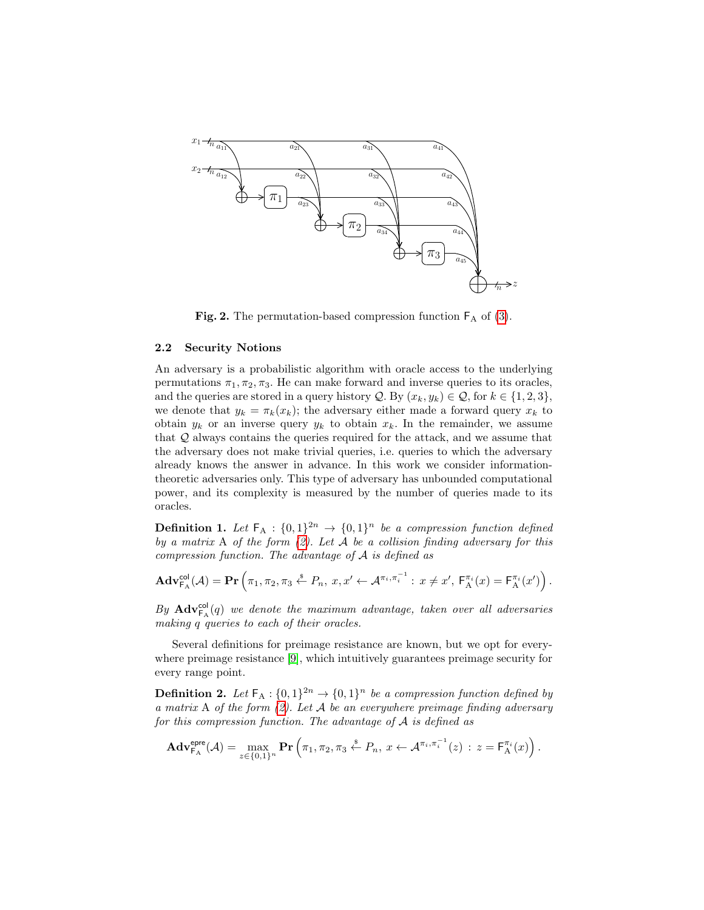**Fig. 2.** The permutation-based compression function $\mathsf{F}_{\mathrm{A}}$ of (3).

### 2.2 Security Notions

An adversary is a probabilistic algorithm with oracle access to the underlying permutations $\pi_1, \pi_2, \pi_3$. He can make forward and inverse queries to its oracles, and the queries are stored in a query history $\mathcal{Q}$. By $(x_k, y_k) \in \mathcal{Q}$, for $k \in \{1, 2, 3\}$, we denote that $y_k = \pi_k(x_k)$; the adversary either made a forward query $x_k$ to obtain $y_k$ or an inverse query $y_k$ to obtain $x_k$. In the remainder, we assume that $\mathcal{Q}$ always contains the queries required for the attack, and we assume that the adversary does not make trivial queries, i.e. queries to which the adversary already knows the answer in advance. In this work we consider information-theoretic adversaries only. This type of adversary has unbounded computational power, and its complexity is measured by the number of queries made to its oracles.

**Definition 1.** *Let $\mathsf{F}_{\mathrm{A}} : \{0,1\}^{2n} \to \{0,1\}^n$ be a compression function defined by a matrix* A *of the form (2). Let $\mathcal{A}$ be a collision finding adversary for this compression function. The advantage of $\mathcal{A}$ is defined as*

$$\mathbf{Adv}^{\mathsf{col}}_{\mathsf{F}_{\mathrm{A}}}(\mathcal{A}) = \mathbf{Pr}\left(\pi_1, \pi_2, \pi_3 \xleftarrow{\$} P_n,\ x, x' \leftarrow \mathcal{A}^{\pi_i, \pi_i^{-1}} : x \neq x',\ \mathsf{F}^{\pi_i}_{\mathrm{A}}(x) = \mathsf{F}^{\pi_i}_{\mathrm{A}}(x')\right).$$

*By $\mathbf{Adv}^{\mathsf{col}}_{\mathsf{F}_{\mathrm{A}}}(q)$ we denote the maximum advantage, taken over all adversaries making $q$ queries to each of their oracles.*

Several definitions for preimage resistance are known, but we opt for everywhere preimage resistance [9], which intuitively guarantees preimage security for every range point.

**Definition 2.** *Let $\mathsf{F}_{\mathrm{A}} : \{0,1\}^{2n} \to \{0,1\}^n$ be a compression function defined by a matrix* A *of the form (2). Let $\mathcal{A}$ be an everywhere preimage finding adversary for this compression function. The advantage of $\mathcal{A}$ is defined as*

$$\mathbf{Adv}^{\mathsf{epre}}_{\mathsf{F}_{\mathrm{A}}}(\mathcal{A}) = \max_{z \in \{0,1\}^n} \mathbf{Pr}\left(\pi_1, \pi_2, \pi_3 \xleftarrow{\$} P_n,\ x \leftarrow \mathcal{A}^{\pi_i, \pi_i^{-1}}(z) : z = \mathsf{F}^{\pi_i}_{\mathrm{A}}(x)\right).$$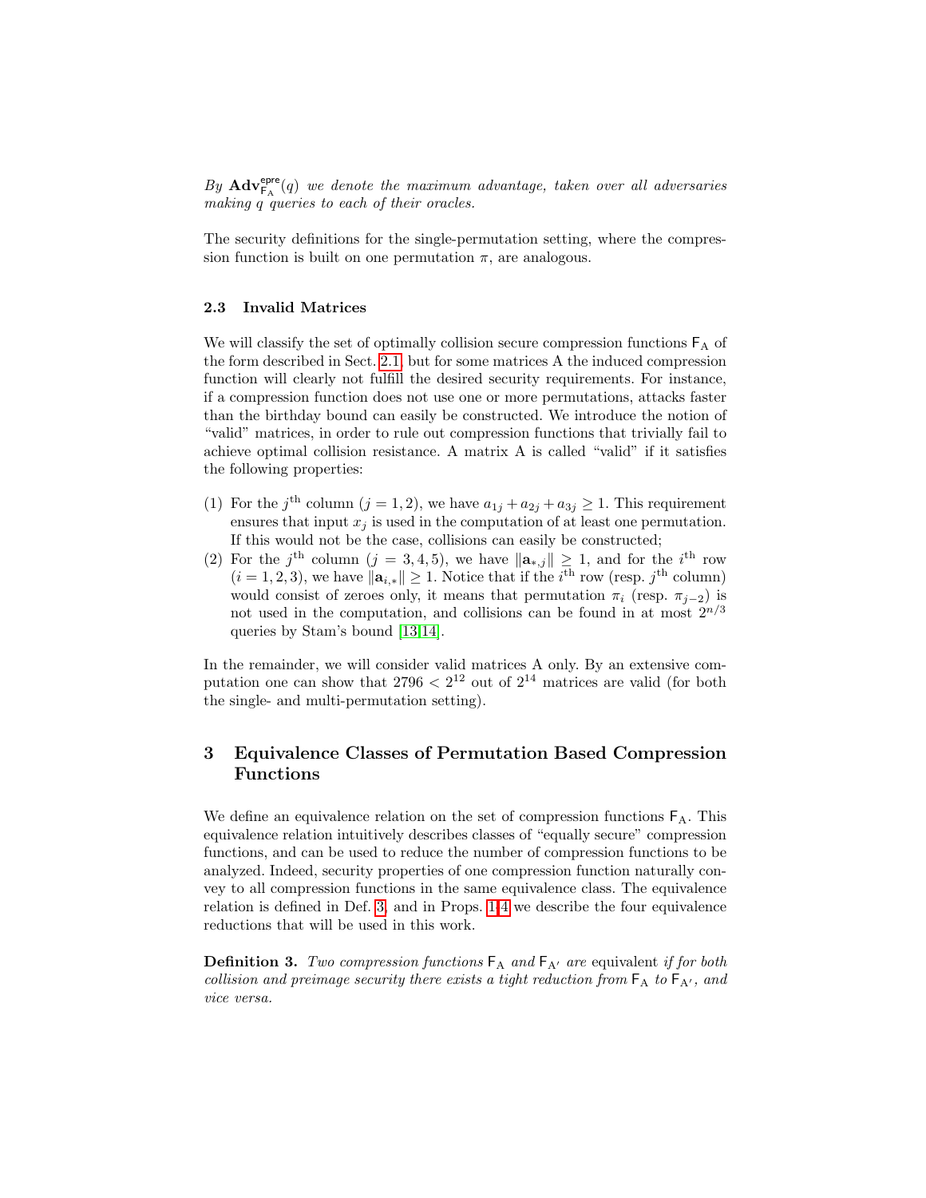*By* $\mathbf{Adv}^{\mathsf{epre}}_{\mathsf{F}_\mathrm{A}}(q)$ *we denote the maximum advantage, taken over all adversaries making* $q$ *queries to each of their oracles.*

The security definitions for the single-permutation setting, where the compression function is built on one permutation $\pi$, are analogous.

### 2.3 Invalid Matrices

We will classify the set of optimally collision secure compression functions $\mathsf{F}_\mathrm{A}$ of the form described in Sect. 2.1, but for some matrices A the induced compression function will clearly not fulfill the desired security requirements. For instance, if a compression function does not use one or more permutations, attacks faster than the birthday bound can easily be constructed. We introduce the notion of "valid" matrices, in order to rule out compression functions that trivially fail to achieve optimal collision resistance. A matrix A is called "valid" if it satisfies the following properties:

(1) For the $j^{\text{th}}$ column ($j = 1, 2$), we have $a_{1j} + a_{2j} + a_{3j} \geq 1$. This requirement ensures that input $x_j$ is used in the computation of at least one permutation. If this would not be the case, collisions can easily be constructed;

(2) For the $j^{\text{th}}$ column ($j = 3, 4, 5$), we have $\|\mathbf{a}_{*,j}\| \geq 1$, and for the $i^{\text{th}}$ row ($i = 1, 2, 3$), we have $\|\mathbf{a}_{i,*}\| \geq 1$. Notice that if the $i^{\text{th}}$ row (resp. $j^{\text{th}}$ column) would consist of zeroes only, it means that permutation $\pi_i$ (resp. $\pi_{j-2}$) is not used in the computation, and collisions can be found in at most $2^{n/3}$ queries by Stam's bound [13,14].

In the remainder, we will consider valid matrices A only. By an extensive computation one can show that $2796 < 2^{12}$ out of $2^{14}$ matrices are valid (for both the single- and multi-permutation setting).

## 3 Equivalence Classes of Permutation Based Compression Functions

We define an equivalence relation on the set of compression functions $\mathsf{F}_\mathrm{A}$. This equivalence relation intuitively describes classes of "equally secure" compression functions, and can be used to reduce the number of compression functions to be analyzed. Indeed, security properties of one compression function naturally convey to all compression functions in the same equivalence class. The equivalence relation is defined in Def. 3, and in Props. 1-4 we describe the four equivalence reductions that will be used in this work.

**Definition 3.** *Two compression functions* $\mathsf{F}_\mathrm{A}$ *and* $\mathsf{F}_{\mathrm{A}'}$ *are* equivalent *if for both collision and preimage security there exists a tight reduction from* $\mathsf{F}_\mathrm{A}$ *to* $\mathsf{F}_{\mathrm{A}'}$*, and vice versa.*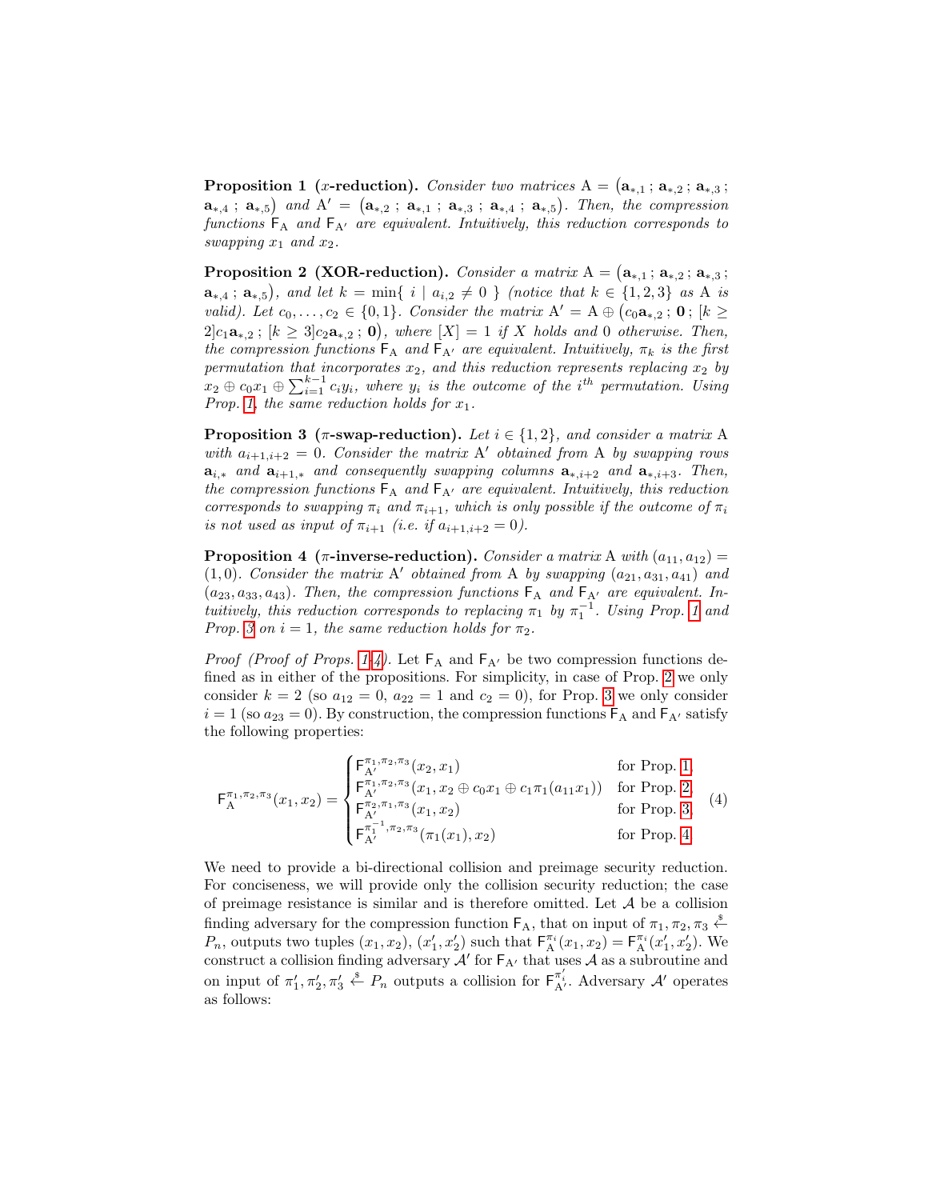**Proposition 1 ($x$-reduction).** *Consider two matrices* $\mathrm{A} = \big(\mathbf{a}_{*,1}\,;\,\mathbf{a}_{*,2}\,;\,\mathbf{a}_{*,3}\,;\,\mathbf{a}_{*,4}\,;\,\mathbf{a}_{*,5}\big)$ *and* $\mathrm{A}' = \big(\mathbf{a}_{*,2}\,;\,\mathbf{a}_{*,1}\,;\,\mathbf{a}_{*,3}\,;\,\mathbf{a}_{*,4}\,;\,\mathbf{a}_{*,5}\big)$. *Then, the compression functions* $\mathsf{F}_{\mathrm{A}}$ *and* $\mathsf{F}_{\mathrm{A}'}$ *are equivalent. Intuitively, this reduction corresponds to swapping* $x_1$ *and* $x_2$.

**Proposition 2 (XOR-reduction).** *Consider a matrix* $\mathrm{A} = \big(\mathbf{a}_{*,1}\,;\,\mathbf{a}_{*,2}\,;\,\mathbf{a}_{*,3}\,;\,\mathbf{a}_{*,4}\,;\,\mathbf{a}_{*,5}\big)$, *and let* $k = \min\{\ i \mid a_{i,2} \neq 0\ \}$ *(notice that* $k \in \{1,2,3\}$ *as* A *is valid). Let* $c_0, \ldots, c_2 \in \{0,1\}$. *Consider the matrix* $\mathrm{A}' = \mathrm{A} \oplus \big(c_0\mathbf{a}_{*,2}\,;\,\mathbf{0}\,;\,[k \geq 2]c_1\mathbf{a}_{*,2}\,;\,[k \geq 3]c_2\mathbf{a}_{*,2}\,;\,\mathbf{0}\big)$, *where* $[X] = 1$ *if* $X$ *holds and* $0$ *otherwise. Then, the compression functions* $\mathsf{F}_{\mathrm{A}}$ *and* $\mathsf{F}_{\mathrm{A}'}$ *are equivalent. Intuitively,* $\pi_k$ *is the first permutation that incorporates* $x_2$, *and this reduction represents replacing* $x_2$ *by* $x_2 \oplus c_0x_1 \oplus \sum_{i=1}^{k-1} c_iy_i$, *where* $y_i$ *is the outcome of the* $i^{th}$ *permutation. Using Prop. 1, the same reduction holds for* $x_1$.

**Proposition 3 ($\pi$-swap-reduction).** *Let* $i \in \{1,2\}$, *and consider a matrix* A *with* $a_{i+1,i+2} = 0$. *Consider the matrix* $\mathrm{A}'$ *obtained from* A *by swapping rows* $\mathbf{a}_{i,*}$ *and* $\mathbf{a}_{i+1,*}$ *and consequently swapping columns* $\mathbf{a}_{*,i+2}$ *and* $\mathbf{a}_{*,i+3}$. *Then, the compression functions* $\mathsf{F}_{\mathrm{A}}$ *and* $\mathsf{F}_{\mathrm{A}'}$ *are equivalent. Intuitively, this reduction corresponds to swapping* $\pi_i$ *and* $\pi_{i+1}$, *which is only possible if the outcome of* $\pi_i$ *is not used as input of* $\pi_{i+1}$ *(i.e. if* $a_{i+1,i+2} = 0$*).*

**Proposition 4 ($\pi$-inverse-reduction).** *Consider a matrix* A *with* $(a_{11}, a_{12}) = (1,0)$. *Consider the matrix* $\mathrm{A}'$ *obtained from* A *by swapping* $(a_{21}, a_{31}, a_{41})$ *and* $(a_{23}, a_{33}, a_{43})$. *Then, the compression functions* $\mathsf{F}_{\mathrm{A}}$ *and* $\mathsf{F}_{\mathrm{A}'}$ *are equivalent. Intuitively, this reduction corresponds to replacing* $\pi_1$ *by* $\pi_1^{-1}$. *Using Prop. 1 and Prop. 3 on* $i = 1$, *the same reduction holds for* $\pi_2$.

*Proof (Proof of Props. 1-4).* Let $\mathsf{F}_{\mathrm{A}}$ and $\mathsf{F}_{\mathrm{A}'}$ be two compression functions defined as in either of the propositions. For simplicity, in case of Prop. 2 we only consider $k = 2$ (so $a_{12} = 0$, $a_{22} = 1$ and $c_2 = 0$), for Prop. 3 we only consider $i = 1$ (so $a_{23} = 0$). By construction, the compression functions $\mathsf{F}_{\mathrm{A}}$ and $\mathsf{F}_{\mathrm{A}'}$ satisfy the following properties:

$$
\mathsf{F}_{\mathrm{A}}^{\pi_1,\pi_2,\pi_3}(x_1,x_2) = \begin{cases} \mathsf{F}_{\mathrm{A}'}^{\pi_1,\pi_2,\pi_3}(x_2,x_1) & \text{for Prop. 1} \\ \mathsf{F}_{\mathrm{A}'}^{\pi_1,\pi_2,\pi_3}(x_1, x_2 \oplus c_0x_1 \oplus c_1\pi_1(a_{11}x_1)) & \text{for Prop. 2} \\ \mathsf{F}_{\mathrm{A}'}^{\pi_2,\pi_1,\pi_3}(x_1,x_2) & \text{for Prop. 3} \\ \mathsf{F}_{\mathrm{A}'}^{\pi_1^{-1},\pi_2,\pi_3}(\pi_1(x_1),x_2) & \text{for Prop. 4} \end{cases} \tag{4}
$$

We need to provide a bi-directional collision and preimage security reduction. For conciseness, we will provide only the collision security reduction; the case of preimage resistance is similar and is therefore omitted. Let $\mathcal{A}$ be a collision finding adversary for the compression function $\mathsf{F}_{\mathrm{A}}$, that on input of $\pi_1, \pi_2, \pi_3 \xleftarrow{\$} P_n$, outputs two tuples $(x_1, x_2)$, $(x_1', x_2')$ such that $\mathsf{F}_{\mathrm{A}}^{\pi_i}(x_1,x_2) = \mathsf{F}_{\mathrm{A}}^{\pi_i}(x_1', x_2')$. We construct a collision finding adversary $\mathcal{A}'$ for $\mathsf{F}_{\mathrm{A}'}$ that uses $\mathcal{A}$ as a subroutine and on input of $\pi_1', \pi_2', \pi_3' \xleftarrow{\$} P_n$ outputs a collision for $\mathsf{F}_{\mathrm{A}'}^{\pi_i'}$. Adversary $\mathcal{A}'$ operates as follows: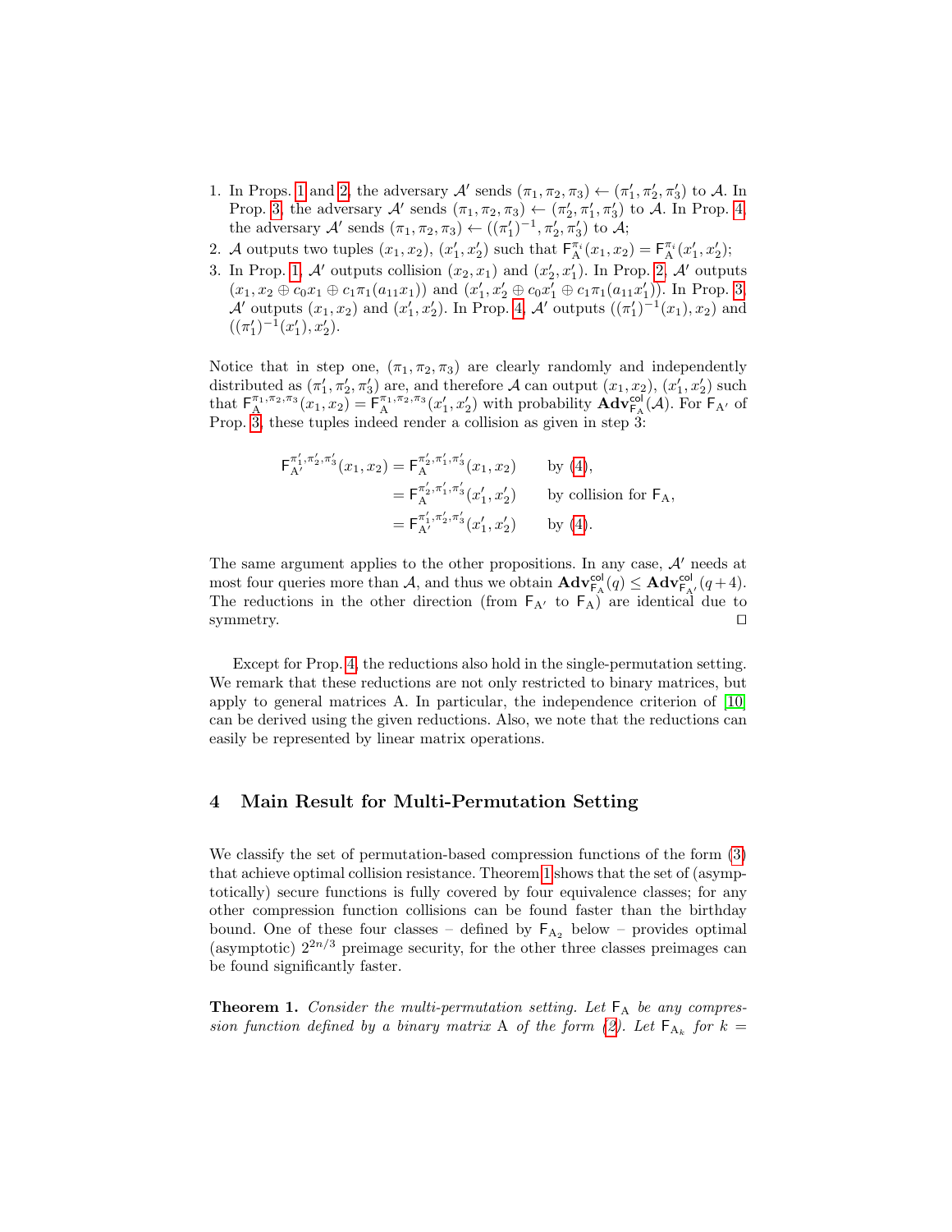1. In Props. 1 and 2, the adversary $\mathcal{A}'$ sends $(\pi_1, \pi_2, \pi_3) \leftarrow (\pi_1', \pi_2', \pi_3')$ to $\mathcal{A}$. In Prop. 3, the adversary $\mathcal{A}'$ sends $(\pi_1, \pi_2, \pi_3) \leftarrow (\pi_2', \pi_1', \pi_3')$ to $\mathcal{A}$. In Prop. 4, the adversary $\mathcal{A}'$ sends $(\pi_1, \pi_2, \pi_3) \leftarrow ((\pi_1')^{-1}, \pi_2', \pi_3')$ to $\mathcal{A}$;
2. $\mathcal{A}$ outputs two tuples $(x_1, x_2)$, $(x_1', x_2')$ such that $\mathsf{F}_{\mathrm{A}}^{\pi_i}(x_1, x_2) = \mathsf{F}_{\mathrm{A}}^{\pi_i}(x_1', x_2')$;
3. In Prop. 1, $\mathcal{A}'$ outputs collision $(x_2, x_1)$ and $(x_2', x_1')$. In Prop. 2, $\mathcal{A}'$ outputs $(x_1, x_2 \oplus c_0 x_1 \oplus c_1 \pi_1(a_{11} x_1))$ and $(x_1', x_2' \oplus c_0 x_1' \oplus c_1 \pi_1(a_{11} x_1'))$. In Prop. 3, $\mathcal{A}'$ outputs $(x_1, x_2)$ and $(x_1', x_2')$. In Prop. 4, $\mathcal{A}'$ outputs $((\pi_1')^{-1}(x_1), x_2)$ and $((\pi_1')^{-1}(x_1'), x_2')$.

Notice that in step one, $(\pi_1, \pi_2, \pi_3)$ are clearly randomly and independently distributed as $(\pi_1', \pi_2', \pi_3')$ are, and therefore $\mathcal{A}$ can output $(x_1, x_2)$, $(x_1', x_2')$ such that $\mathsf{F}_{\mathrm{A}}^{\pi_1,\pi_2,\pi_3}(x_1, x_2) = \mathsf{F}_{\mathrm{A}}^{\pi_1,\pi_2,\pi_3}(x_1', x_2')$ with probability $\mathbf{Adv}_{\mathsf{F}_{\mathrm{A}}}^{\mathsf{col}}(\mathcal{A})$. For $\mathsf{F}_{\mathrm{A}'}$ of Prop. 3, these tuples indeed render a collision as given in step 3:

$$
\begin{aligned}
\mathsf{F}_{\mathrm{A}'}^{\pi_1',\pi_2',\pi_3'}(x_1, x_2) &= \mathsf{F}_{\mathrm{A}}^{\pi_2',\pi_1',\pi_3'}(x_1, x_2) && \text{by (4)},\\
&= \mathsf{F}_{\mathrm{A}}^{\pi_2',\pi_1',\pi_3'}(x_1', x_2') && \text{by collision for } \mathsf{F}_{\mathrm{A}},\\
&= \mathsf{F}_{\mathrm{A}'}^{\pi_1',\pi_2',\pi_3'}(x_1', x_2') && \text{by (4)}.
\end{aligned}
$$

The same argument applies to the other propositions. In any case, $\mathcal{A}'$ needs at most four queries more than $\mathcal{A}$, and thus we obtain $\mathbf{Adv}_{\mathsf{F}_{\mathrm{A}}}^{\mathsf{col}}(q) \leq \mathbf{Adv}_{\mathsf{F}_{\mathrm{A}'}}^{\mathsf{col}}(q+4)$. The reductions in the other direction (from $\mathsf{F}_{\mathrm{A}'}$ to $\mathsf{F}_{\mathrm{A}}$) are identical due to symmetry. ◻

Except for Prop. 4, the reductions also hold in the single-permutation setting. We remark that these reductions are not only restricted to binary matrices, but apply to general matrices A. In particular, the independence criterion of [10] can be derived using the given reductions. Also, we note that the reductions can easily be represented by linear matrix operations.

## 4 Main Result for Multi-Permutation Setting

We classify the set of permutation-based compression functions of the form (3) that achieve optimal collision resistance. Theorem 1 shows that the set of (asymptotically) secure functions is fully covered by four equivalence classes; for any other compression function collisions can be found faster than the birthday bound. One of these four classes – defined by $\mathsf{F}_{\mathrm{A}_2}$ below – provides optimal (asymptotic) $2^{2n/3}$ preimage security, for the other three classes preimages can be found significantly faster.

**Theorem 1.** *Consider the multi-permutation setting. Let $\mathsf{F}_{\mathrm{A}}$ be any compression function defined by a binary matrix A of the form (2). Let $\mathsf{F}_{\mathrm{A}_k}$ for $k =$*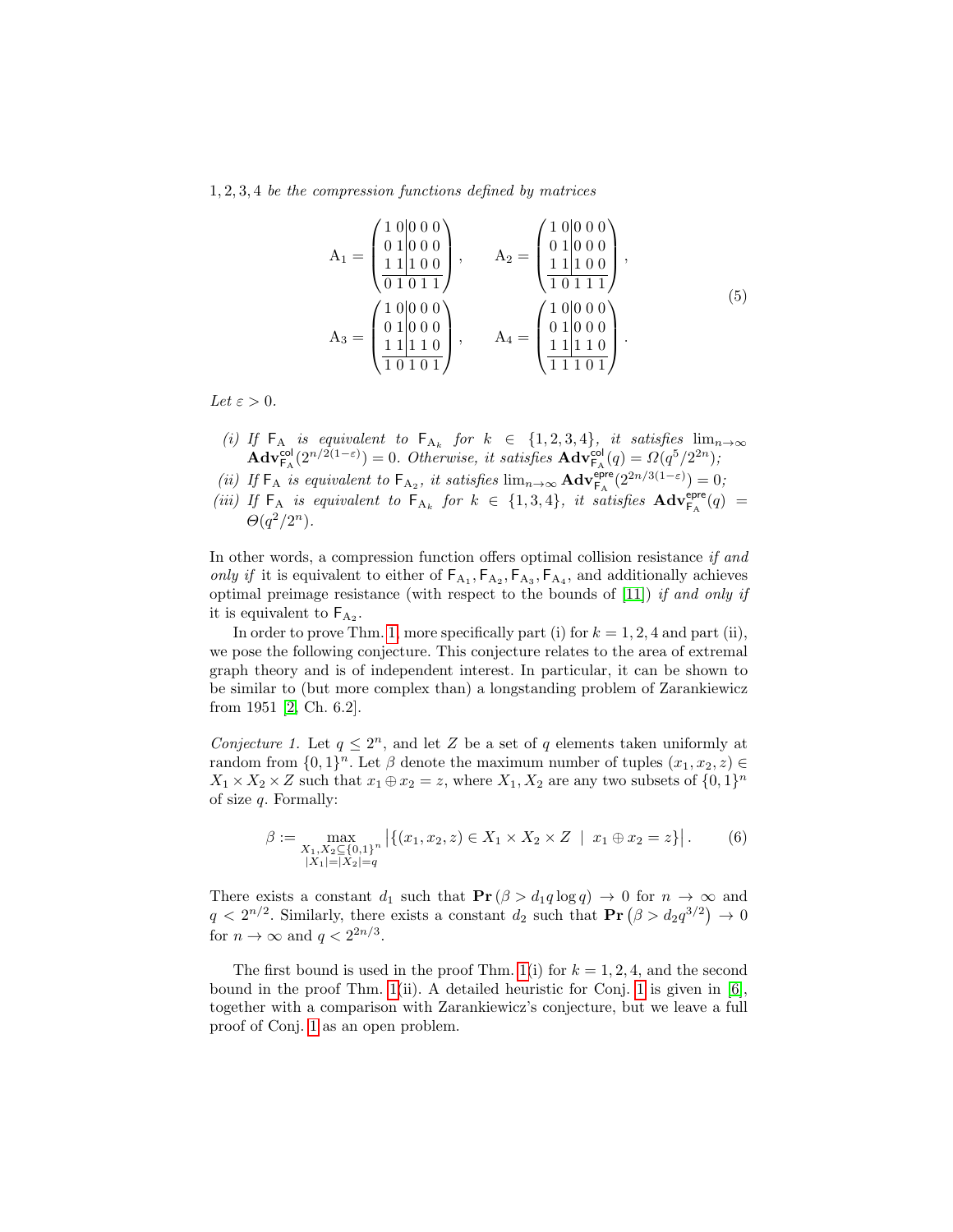1, 2, 3, 4 *be the compression functions defined by matrices*

$$
\mathrm{A}_1 = \left(\begin{array}{cc|ccc} 1 & 0 & 0 & 0 & 0 \\ 0 & 1 & 0 & 0 & 0 \\ 1 & 1 & 1 & 0 & 0 \\ \hline 0 & 1 & 0 & 1 & 1 \end{array}\right), \qquad \mathrm{A}_2 = \left(\begin{array}{cc|ccc} 1 & 0 & 0 & 0 & 0 \\ 0 & 1 & 0 & 0 & 0 \\ 1 & 1 & 1 & 0 & 0 \\ \hline 1 & 0 & 1 & 1 & 1 \end{array}\right),
$$
$$
\mathrm{A}_3 = \left(\begin{array}{cc|ccc} 1 & 0 & 0 & 0 & 0 \\ 0 & 1 & 0 & 0 & 0 \\ 1 & 1 & 1 & 1 & 0 \\ \hline 1 & 0 & 1 & 0 & 1 \end{array}\right), \qquad \mathrm{A}_4 = \left(\begin{array}{cc|ccc} 1 & 0 & 0 & 0 & 0 \\ 0 & 1 & 0 & 0 & 0 \\ 1 & 1 & 1 & 1 & 0 \\ \hline 1 & 1 & 1 & 0 & 1 \end{array}\right). \tag{5}
$$

*Let* $\varepsilon > 0$.

*(i) If* $\mathsf{F}_\mathrm{A}$ *is equivalent to* $\mathsf{F}_{\mathrm{A}_k}$ *for* $k \in \{1,2,3,4\}$, *it satisfies* $\lim_{n\to\infty} \mathbf{Adv}^{\mathsf{col}}_{\mathsf{F}_\mathrm{A}}(2^{n/2(1-\varepsilon)}) = 0$. *Otherwise, it satisfies* $\mathbf{Adv}^{\mathsf{col}}_{\mathsf{F}_\mathrm{A}}(q) = \Omega(q^5/2^{2n})$;
*(ii) If* $\mathsf{F}_\mathrm{A}$ *is equivalent to* $\mathsf{F}_{\mathrm{A}_2}$, *it satisfies* $\lim_{n\to\infty} \mathbf{Adv}^{\mathsf{epre}}_{\mathsf{F}_\mathrm{A}}(2^{2n/3(1-\varepsilon)}) = 0$;
*(iii) If* $\mathsf{F}_\mathrm{A}$ *is equivalent to* $\mathsf{F}_{\mathrm{A}_k}$ *for* $k \in \{1,3,4\}$, *it satisfies* $\mathbf{Adv}^{\mathsf{epre}}_{\mathsf{F}_\mathrm{A}}(q) = \Theta(q^2/2^n)$.

In other words, a compression function offers optimal collision resistance *if and only if* it is equivalent to either of $\mathsf{F}_{\mathrm{A}_1}, \mathsf{F}_{\mathrm{A}_2}, \mathsf{F}_{\mathrm{A}_3}, \mathsf{F}_{\mathrm{A}_4}$, and additionally achieves optimal preimage resistance (with respect to the bounds of [11]) *if and only if* it is equivalent to $\mathsf{F}_{\mathrm{A}_2}$.

In order to prove Thm. 1, more specifically part (i) for $k = 1, 2, 4$ and part (ii), we pose the following conjecture. This conjecture relates to the area of extremal graph theory and is of independent interest. In particular, it can be shown to be similar to (but more complex than) a longstanding problem of Zarankiewicz from 1951 [2, Ch. 6.2].

*Conjecture 1.* Let $q \leq 2^n$, and let $Z$ be a set of $q$ elements taken uniformly at random from $\{0,1\}^n$. Let $\beta$ denote the maximum number of tuples $(x_1, x_2, z) \in X_1 \times X_2 \times Z$ such that $x_1 \oplus x_2 = z$, where $X_1, X_2$ are any two subsets of $\{0,1\}^n$ of size $q$. Formally:

$$
\beta := \max_{\substack{X_1, X_2 \subseteq \{0,1\}^n \\ |X_1| = |X_2| = q}} \left| \{(x_1, x_2, z) \in X_1 \times X_2 \times Z \;\mid\; x_1 \oplus x_2 = z\} \right|. \tag{6}
$$

There exists a constant $d_1$ such that $\mathbf{Pr}\left(\beta > d_1 q \log q\right) \to 0$ for $n \to \infty$ and $q < 2^{n/2}$. Similarly, there exists a constant $d_2$ such that $\mathbf{Pr}\left(\beta > d_2 q^{3/2}\right) \to 0$ for $n \to \infty$ and $q < 2^{2n/3}$.

The first bound is used in the proof Thm. 1(i) for $k = 1, 2, 4$, and the second bound in the proof Thm. 1(ii). A detailed heuristic for Conj. 1 is given in [6], together with a comparison with Zarankiewicz's conjecture, but we leave a full proof of Conj. 1 as an open problem.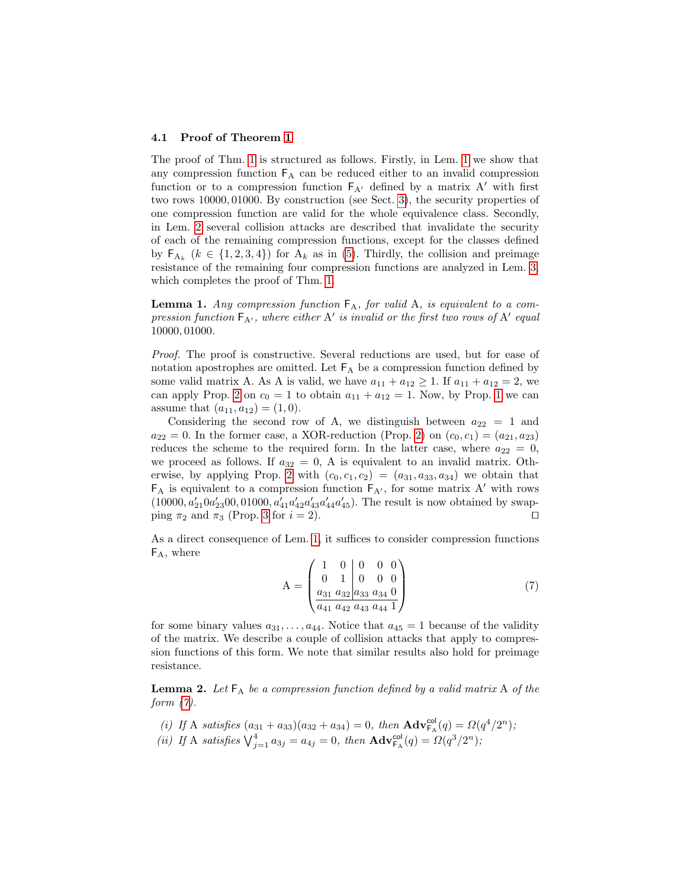### 4.1 Proof of Theorem 1

The proof of Thm. 1 is structured as follows. Firstly, in Lem. 1 we show that any compression function $\mathsf{F}_{\mathrm{A}}$ can be reduced either to an invalid compression function or to a compression function $\mathsf{F}_{\mathrm{A}'}$ defined by a matrix $\mathrm{A}'$ with first two rows $10000, 01000$. By construction (see Sect. 3), the security properties of one compression function are valid for the whole equivalence class. Secondly, in Lem. 2 several collision attacks are described that invalidate the security of each of the remaining compression functions, except for the classes defined by $\mathsf{F}_{\mathrm{A}_k}$ ($k \in \{1,2,3,4\}$) for $\mathrm{A}_k$ as in (5). Thirdly, the collision and preimage resistance of the remaining four compression functions are analyzed in Lem. 3, which completes the proof of Thm. 1.

**Lemma 1.** *Any compression function $\mathsf{F}_{\mathrm{A}}$, for valid $\mathrm{A}$, is equivalent to a compression function $\mathsf{F}_{\mathrm{A}'}$, where either $\mathrm{A}'$ is invalid or the first two rows of $\mathrm{A}'$ equal $10000, 01000$.*

*Proof.* The proof is constructive. Several reductions are used, but for ease of notation apostrophes are omitted. Let $\mathsf{F}_{\mathrm{A}}$ be a compression function defined by some valid matrix $\mathrm{A}$. As $\mathrm{A}$ is valid, we have $a_{11} + a_{12} \geq 1$. If $a_{11} + a_{12} = 2$, we can apply Prop. 2 on $c_0 = 1$ to obtain $a_{11} + a_{12} = 1$. Now, by Prop. 1 we can assume that $(a_{11}, a_{12}) = (1, 0)$.

Considering the second row of $\mathrm{A}$, we distinguish between $a_{22} = 1$ and $a_{22} = 0$. In the former case, a XOR-reduction (Prop. 2) on $(c_0, c_1) = (a_{21}, a_{23})$ reduces the scheme to the required form. In the latter case, where $a_{22} = 0$, we proceed as follows. If $a_{32} = 0$, $\mathrm{A}$ is equivalent to an invalid matrix. Otherwise, by applying Prop. 2 with $(c_0, c_1, c_2) = (a_{31}, a_{33}, a_{34})$ we obtain that $\mathsf{F}_{\mathrm{A}}$ is equivalent to a compression function $\mathsf{F}_{\mathrm{A}'}$, for some matrix $\mathrm{A}'$ with rows $(10000, a'_{21}0a'_{23}00, 01000, a'_{41}a'_{42}a'_{43}a'_{44}a'_{45})$. The result is now obtained by swapping $\pi_2$ and $\pi_3$ (Prop. 3 for $i = 2$). $\square$

As a direct consequence of Lem. 1, it suffices to consider compression functions $\mathsf{F}_{\mathrm{A}}$, where

$$\mathrm{A} = \left(\begin{array}{cc|ccc} 1 & 0 & 0 & 0 & 0 \\ 0 & 1 & 0 & 0 & 0 \\ a_{31} & a_{32} & a_{33} & a_{34} & 0 \\ \hline a_{41} & a_{42} & a_{43} & a_{44} & 1 \end{array}\right) \tag{7}$$

for some binary values $a_{31}, \ldots, a_{44}$. Notice that $a_{45} = 1$ because of the validity of the matrix. We describe a couple of collision attacks that apply to compression functions of this form. We note that similar results also hold for preimage resistance.

**Lemma 2.** *Let $\mathsf{F}_{\mathrm{A}}$ be a compression function defined by a valid matrix $\mathrm{A}$ of the form (7).*

*(i) If $\mathrm{A}$ satisfies $(a_{31} + a_{33})(a_{32} + a_{34}) = 0$, then $\mathbf{Adv}^{\mathsf{col}}_{\mathsf{F}_{\mathrm{A}}}(q) = \Omega(q^4/2^n)$;*

*(ii) If $\mathrm{A}$ satisfies $\bigvee_{j=1}^{4} a_{3j} = a_{4j} = 0$, then $\mathbf{Adv}^{\mathsf{col}}_{\mathsf{F}_{\mathrm{A}}}(q) = \Omega(q^3/2^n)$;*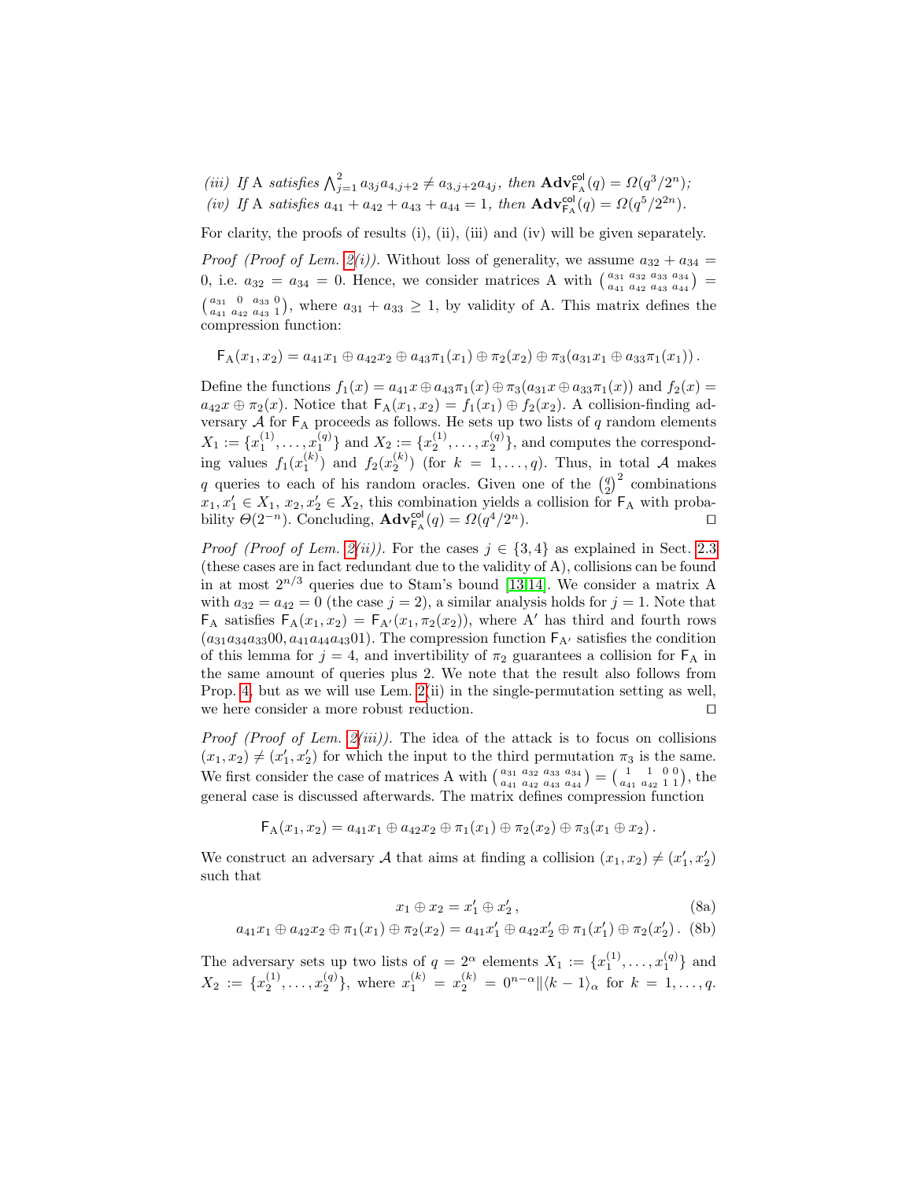*(iii)* If A satisfies $\bigwedge_{j=1}^{2} a_{3j}a_{4,j+2} \neq a_{3,j+2}a_{4j}$, then $\mathbf{Adv}^{\mathsf{col}}_{\mathsf{F}_\mathrm{A}}(q) = \Omega(q^3/2^n)$;
*(iv)* If A satisfies $a_{41}+a_{42}+a_{43}+a_{44} = 1$, then $\mathbf{Adv}^{\mathsf{col}}_{\mathsf{F}_\mathrm{A}}(q) = \Omega(q^5/2^{2n})$.

For clarity, the proofs of results (i), (ii), (iii) and (iv) will be given separately.

*Proof (Proof of Lem. 2(i)).* Without loss of generality, we assume $a_{32}+a_{34} = 0$, i.e. $a_{32} = a_{34} = 0$. Hence, we consider matrices A with $\left(\begin{smallmatrix} a_{31} & a_{32} & a_{33} & a_{34} \\ a_{41} & a_{42} & a_{43} & a_{44} \end{smallmatrix}\right) = \left(\begin{smallmatrix} a_{31} & 0 & a_{33} & 0 \\ a_{41} & a_{42} & a_{43} & 1 \end{smallmatrix}\right)$, where $a_{31}+a_{33} \geq 1$, by validity of A. This matrix defines the compression function:

$$\mathsf{F}_\mathrm{A}(x_1,x_2) = a_{41}x_1 \oplus a_{42}x_2 \oplus a_{43}\pi_1(x_1) \oplus \pi_2(x_2) \oplus \pi_3(a_{31}x_1 \oplus a_{33}\pi_1(x_1))\,.$$

Define the functions $f_1(x) = a_{41}x \oplus a_{43}\pi_1(x) \oplus \pi_3(a_{31}x \oplus a_{33}\pi_1(x))$ and $f_2(x) = a_{42}x \oplus \pi_2(x)$. Notice that $\mathsf{F}_\mathrm{A}(x_1,x_2) = f_1(x_1) \oplus f_2(x_2)$. A collision-finding adversary $\mathcal{A}$ for $\mathsf{F}_\mathrm{A}$ proceeds as follows. He sets up two lists of $q$ random elements $X_1 := \{x_1^{(1)},\ldots,x_1^{(q)}\}$ and $X_2 := \{x_2^{(1)},\ldots,x_2^{(q)}\}$, and computes the corresponding values $f_1(x_1^{(k)})$ and $f_2(x_2^{(k)})$ (for $k = 1,\ldots,q$). Thus, in total $\mathcal{A}$ makes $q$ queries to each of his random oracles. Given one of the $\binom{q}{2}^2$ combinations $x_1, x_1' \in X_1$, $x_2, x_2' \in X_2$, this combination yields a collision for $\mathsf{F}_\mathrm{A}$ with probability $\Theta(2^{-n})$. Concluding, $\mathbf{Adv}^{\mathsf{col}}_{\mathsf{F}_\mathrm{A}}(q) = \Omega(q^4/2^n)$. ◻

*Proof (Proof of Lem. 2(ii)).* For the cases $j \in \{3,4\}$ as explained in Sect. 2.3 (these cases are in fact redundant due to the validity of A), collisions can be found in at most $2^{n/3}$ queries due to Stam's bound [13,14]. We consider a matrix A with $a_{32} = a_{42} = 0$ (the case $j = 2$), a similar analysis holds for $j = 1$. Note that $\mathsf{F}_\mathrm{A}$ satisfies $\mathsf{F}_\mathrm{A}(x_1,x_2) = \mathsf{F}_{\mathrm{A}'}(x_1,\pi_2(x_2))$, where A′ has third and fourth rows $(a_{31}a_{34}a_{33}00, a_{41}a_{44}a_{43}01)$. The compression function $\mathsf{F}_{\mathrm{A}'}$ satisfies the condition of this lemma for $j = 4$, and invertibility of $\pi_2$ guarantees a collision for $\mathsf{F}_\mathrm{A}$ in the same amount of queries plus 2. We note that the result also follows from Prop. 4, but as we will use Lem. 2(ii) in the single-permutation setting as well, we here consider a more robust reduction. ◻

*Proof (Proof of Lem. 2(iii)).* The idea of the attack is to focus on collisions $(x_1,x_2) \neq (x_1',x_2')$ for which the input to the third permutation $\pi_3$ is the same. We first consider the case of matrices A with $\left(\begin{smallmatrix} a_{31} & a_{32} & a_{33} & a_{34} \\ a_{41} & a_{42} & a_{43} & a_{44} \end{smallmatrix}\right) = \left(\begin{smallmatrix} 1 & 1 & 0 & 0 \\ a_{41} & a_{42} & 1 & 1 \end{smallmatrix}\right)$, the general case is discussed afterwards. The matrix defines compression function

$$\mathsf{F}_\mathrm{A}(x_1,x_2) = a_{41}x_1 \oplus a_{42}x_2 \oplus \pi_1(x_1) \oplus \pi_2(x_2) \oplus \pi_3(x_1 \oplus x_2)\,.$$

We construct an adversary $\mathcal{A}$ that aims at finding a collision $(x_1,x_2) \neq (x_1',x_2')$ such that

$$x_1 \oplus x_2 = x_1' \oplus x_2'\,, \tag{8a}$$

$$a_{41}x_1 \oplus a_{42}x_2 \oplus \pi_1(x_1) \oplus \pi_2(x_2) = a_{41}x_1' \oplus a_{42}x_2' \oplus \pi_1(x_1') \oplus \pi_2(x_2')\,. \tag{8b}$$

The adversary sets up two lists of $q = 2^\alpha$ elements $X_1 := \{x_1^{(1)},\ldots,x_1^{(q)}\}$ and $X_2 := \{x_2^{(1)},\ldots,x_2^{(q)}\}$, where $x_1^{(k)} = x_2^{(k)} = 0^{n-\alpha}\|\langle k-1\rangle_\alpha$ for $k = 1,\ldots,q$.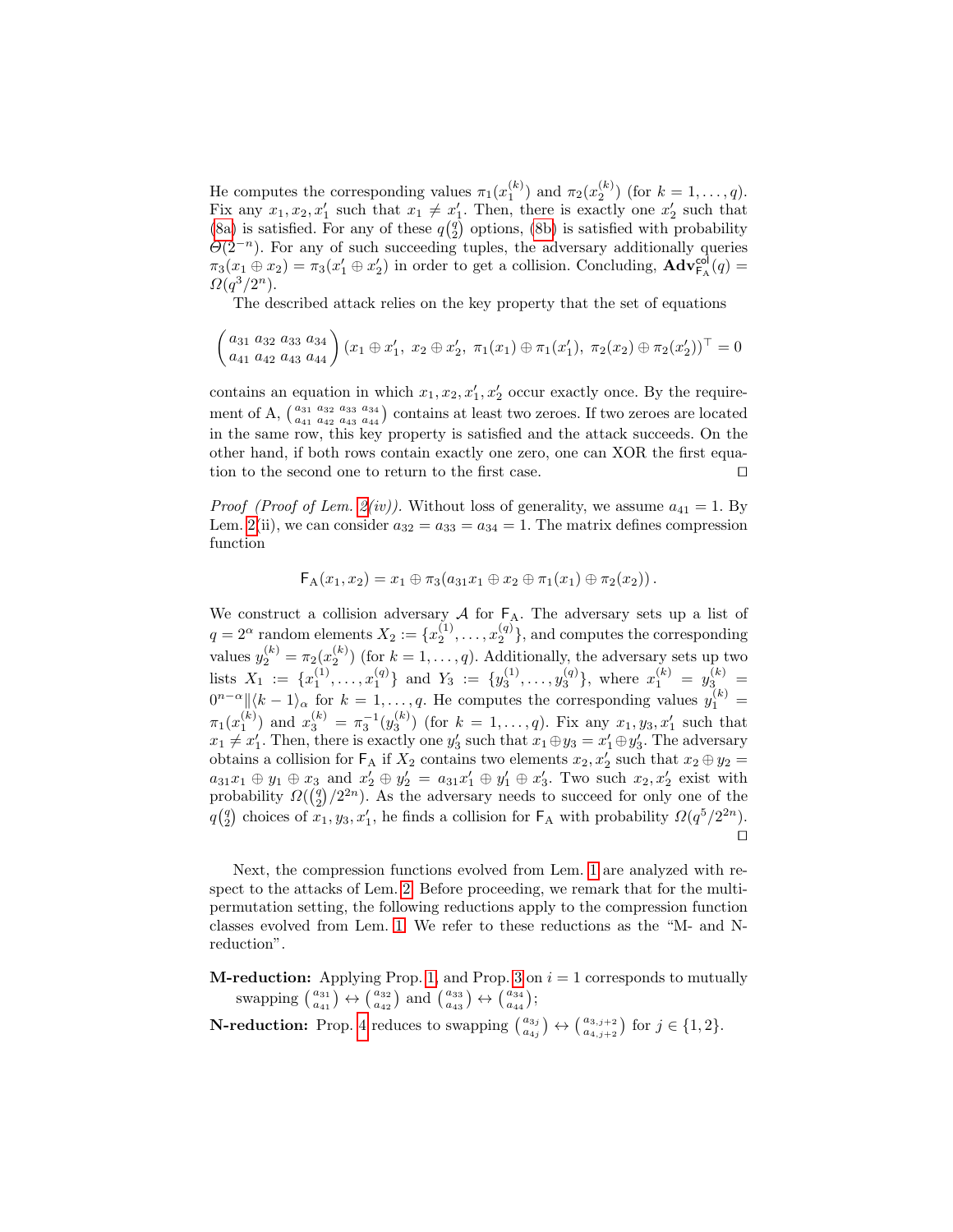He computes the corresponding values $\pi_1(x_1^{(k)})$ and $\pi_2(x_2^{(k)})$ (for $k = 1, \ldots, q$). Fix any $x_1, x_2, x_1'$ such that $x_1 \neq x_1'$. Then, there is exactly one $x_2'$ such that (8a) is satisfied. For any of these $q\binom{q}{2}$ options, (8b) is satisfied with probability $\Theta(2^{-n})$. For any of such succeeding tuples, the adversary additionally queries $\pi_3(x_1 \oplus x_2) = \pi_3(x_1' \oplus x_2')$ in order to get a collision. Concluding, $\mathbf{Adv}^{\mathsf{col}}_{\mathsf{F}_{\mathrm{A}}}(q) = \Omega(q^3/2^n)$.

The described attack relies on the key property that the set of equations

$$\begin{pmatrix} a_{31} & a_{32} & a_{33} & a_{34} \\ a_{41} & a_{42} & a_{43} & a_{44} \end{pmatrix} (x_1 \oplus x_1',\ x_2 \oplus x_2',\ \pi_1(x_1) \oplus \pi_1(x_1'),\ \pi_2(x_2) \oplus \pi_2(x_2'))^\top = 0$$

contains an equation in which $x_1, x_2, x_1', x_2'$ occur exactly once. By the requirement of A, $\left(\begin{smallmatrix} a_{31} & a_{32} & a_{33} & a_{34} \\ a_{41} & a_{42} & a_{43} & a_{44} \end{smallmatrix}\right)$ contains at least two zeroes. If two zeroes are located in the same row, this key property is satisfied and the attack succeeds. On the other hand, if both rows contain exactly one zero, one can XOR the first equation to the second one to return to the first case. $\square$

*Proof (Proof of Lem. 2(iv)).* Without loss of generality, we assume $a_{41} = 1$. By Lem. 2(ii), we can consider $a_{32} = a_{33} = a_{34} = 1$. The matrix defines compression function

$$\mathsf{F}_{\mathrm{A}}(x_1, x_2) = x_1 \oplus \pi_3(a_{31}x_1 \oplus x_2 \oplus \pi_1(x_1) \oplus \pi_2(x_2)).$$

We construct a collision adversary $\mathcal{A}$ for $\mathsf{F}_{\mathrm{A}}$. The adversary sets up a list of $q = 2^\alpha$ random elements $X_2 := \{x_2^{(1)}, \ldots, x_2^{(q)}\}$, and computes the corresponding values $y_2^{(k)} = \pi_2(x_2^{(k)})$ (for $k = 1, \ldots, q$). Additionally, the adversary sets up two lists $X_1 := \{x_1^{(1)}, \ldots, x_1^{(q)}\}$ and $Y_3 := \{y_3^{(1)}, \ldots, y_3^{(q)}\}$, where $x_1^{(k)} = y_3^{(k)} = 0^{n-\alpha}\|\langle k-1\rangle_\alpha$ for $k = 1, \ldots, q$. He computes the corresponding values $y_1^{(k)} = \pi_1(x_1^{(k)})$ and $x_3^{(k)} = \pi_3^{-1}(y_3^{(k)})$ (for $k = 1, \ldots, q$). Fix any $x_1, y_3, x_1'$ such that $x_1 \neq x_1'$. Then, there is exactly one $y_3'$ such that $x_1 \oplus y_3 = x_1' \oplus y_3'$. The adversary obtains a collision for $\mathsf{F}_{\mathrm{A}}$ if $X_2$ contains two elements $x_2, x_2'$ such that $x_2 \oplus y_2 = a_{31}x_1 \oplus y_1 \oplus x_3$ and $x_2' \oplus y_2' = a_{31}x_1' \oplus y_1' \oplus x_3'$. Two such $x_2, x_2'$ exist with probability $\Omega(\binom{q}{2}/2^{2n})$. As the adversary needs to succeed for only one of the $q\binom{q}{2}$ choices of $x_1, y_3, x_1'$, he finds a collision for $\mathsf{F}_{\mathrm{A}}$ with probability $\Omega(q^5/2^{2n})$. $\square$

Next, the compression functions evolved from Lem. 1 are analyzed with respect to the attacks of Lem. 2. Before proceeding, we remark that for the multi-permutation setting, the following reductions apply to the compression function classes evolved from Lem. 1. We refer to these reductions as the "M- and N-reduction".

**M-reduction:** Applying Prop. 1, and Prop. 3 on $i = 1$ corresponds to mutually swapping $\left(\begin{smallmatrix} a_{31} \\ a_{41} \end{smallmatrix}\right) \leftrightarrow \left(\begin{smallmatrix} a_{32} \\ a_{42} \end{smallmatrix}\right)$ and $\left(\begin{smallmatrix} a_{33} \\ a_{43} \end{smallmatrix}\right) \leftrightarrow \left(\begin{smallmatrix} a_{34} \\ a_{44} \end{smallmatrix}\right)$;

**N-reduction:** Prop. 4 reduces to swapping $\left(\begin{smallmatrix} a_{3j} \\ a_{4j} \end{smallmatrix}\right) \leftrightarrow \left(\begin{smallmatrix} a_{3,j+2} \\ a_{4,j+2} \end{smallmatrix}\right)$ for $j \in \{1, 2\}$.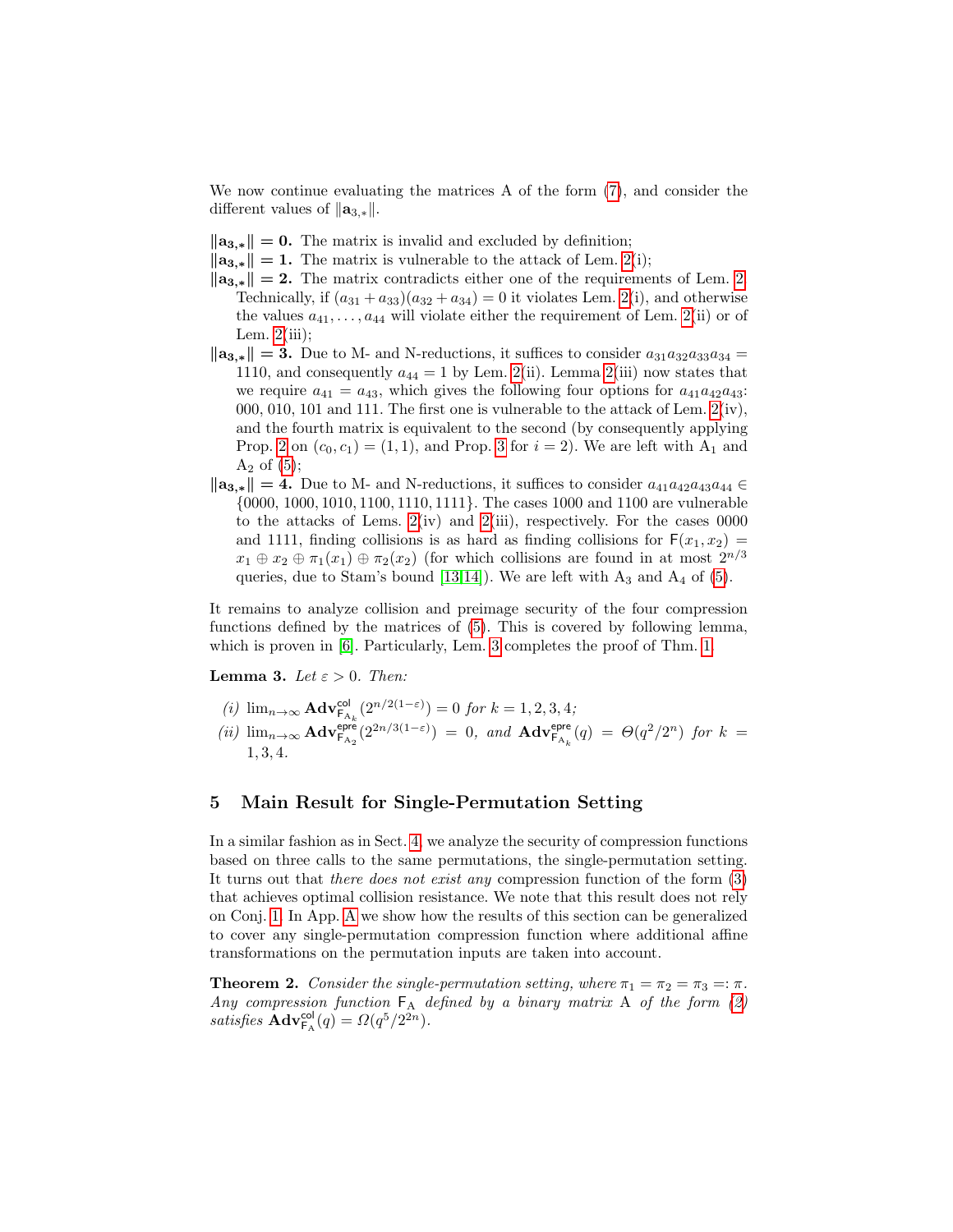We now continue evaluating the matrices A of the form (7), and consider the different values of $\|\mathbf{a}_{3,*}\|$.

**$\|\mathbf{a}_{3,*}\| = 0$.** The matrix is invalid and excluded by definition;

**$\|\mathbf{a}_{3,*}\| = 1$.** The matrix is vulnerable to the attack of Lem. 2(i);

**$\|\mathbf{a}_{3,*}\| = 2$.** The matrix contradicts either one of the requirements of Lem. 2. Technically, if $(a_{31} + a_{33})(a_{32} + a_{34}) = 0$ it violates Lem. 2(i), and otherwise the values $a_{41}, \ldots, a_{44}$ will violate either the requirement of Lem. 2(ii) or of Lem. 2(iii);

**$\|\mathbf{a}_{3,*}\| = 3$.** Due to M- and N-reductions, it suffices to consider $a_{31}a_{32}a_{33}a_{34} = 1110$, and consequently $a_{44} = 1$ by Lem. 2(ii). Lemma 2(iii) now states that we require $a_{41} = a_{43}$, which gives the following four options for $a_{41}a_{42}a_{43}$: 000, 010, 101 and 111. The first one is vulnerable to the attack of Lem. 2(iv), and the fourth matrix is equivalent to the second (by consequently applying Prop. 2 on $(c_0, c_1) = (1, 1)$, and Prop. 3 for $i = 2$). We are left with $\mathrm{A}_1$ and $\mathrm{A}_2$ of (5);

**$\|\mathbf{a}_{3,*}\| = 4$.** Due to M- and N-reductions, it suffices to consider $a_{41}a_{42}a_{43}a_{44} \in \{0000, 1000, 1010, 1100, 1110, 1111\}$. The cases 1000 and 1100 are vulnerable to the attacks of Lems. 2(iv) and 2(iii), respectively. For the cases 0000 and 1111, finding collisions is as hard as finding collisions for $\mathsf{F}(x_1, x_2) = x_1 \oplus x_2 \oplus \pi_1(x_1) \oplus \pi_2(x_2)$ (for which collisions are found in at most $2^{n/3}$ queries, due to Stam's bound [13,14]). We are left with $\mathrm{A}_3$ and $\mathrm{A}_4$ of (5).

It remains to analyze collision and preimage security of the four compression functions defined by the matrices of (5). This is covered by following lemma, which is proven in [6]. Particularly, Lem. 3 completes the proof of Thm. 1.

**Lemma 3.** *Let $\varepsilon > 0$. Then:*

*(i)* $\lim_{n\to\infty} \mathbf{Adv}^{\mathsf{col}}_{\mathsf{F}_{\mathrm{A}_k}}(2^{n/2(1-\varepsilon)}) = 0$ *for* $k = 1, 2, 3, 4$*;*

*(ii)* $\lim_{n\to\infty} \mathbf{Adv}^{\mathsf{epre}}_{\mathsf{F}_{\mathrm{A}_2}}(2^{2n/3(1-\varepsilon)}) = 0$*, and* $\mathbf{Adv}^{\mathsf{epre}}_{\mathsf{F}_{\mathrm{A}_k}}(q) = \Theta(q^2/2^n)$ *for* $k = 1, 3, 4$.

## 5 Main Result for Single-Permutation Setting

In a similar fashion as in Sect. 4, we analyze the security of compression functions based on three calls to the same permutations, the single-permutation setting. It turns out that *there does not exist any* compression function of the form (3) that achieves optimal collision resistance. We note that this result does not rely on Conj. 1. In App. A we show how the results of this section can be generalized to cover any single-permutation compression function where additional affine transformations on the permutation inputs are taken into account.

**Theorem 2.** *Consider the single-permutation setting, where $\pi_1 = \pi_2 = \pi_3 =: \pi$. Any compression function $\mathsf{F}_\mathrm{A}$ defined by a binary matrix A of the form (2) satisfies* $\mathbf{Adv}^{\mathsf{col}}_{\mathsf{F}_\mathrm{A}}(q) = \Omega(q^5/2^{2n})$.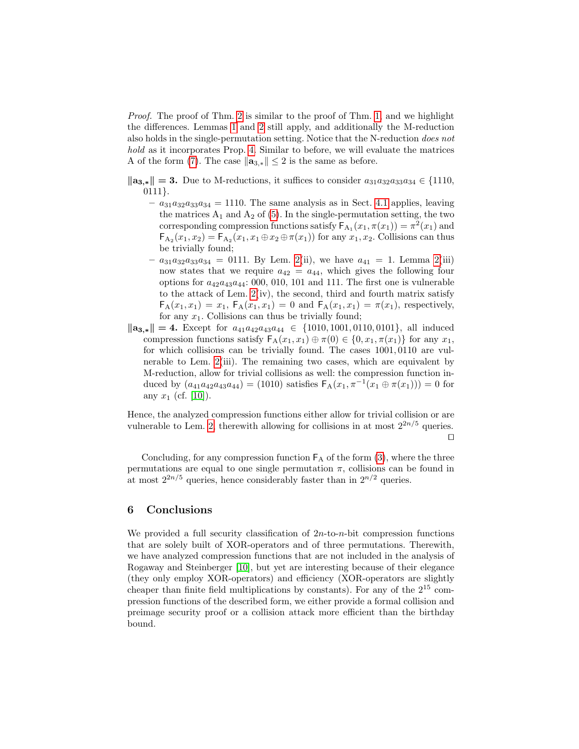*Proof.* The proof of Thm. 2 is similar to the proof of Thm. 1, and we highlight the differences. Lemmas 1 and 2 still apply, and additionally the M-reduction also holds in the single-permutation setting. Notice that the N-reduction *does not hold* as it incorporates Prop. 4. Similar to before, we will evaluate the matrices A of the form (7). The case $\|\mathbf{a}_{3,*}\| \leq 2$ is the same as before.

- $\mathbf{\|a_{3,*}\| = 3.}$ Due to M-reductions, it suffices to consider $a_{31}a_{32}a_{33}a_{34} \in \{1110, 0111\}$.
  - $a_{31}a_{32}a_{33}a_{34} = 1110$. The same analysis as in Sect. 4.1 applies, leaving the matrices $\mathrm{A}_1$ and $\mathrm{A}_2$ of (5). In the single-permutation setting, the two corresponding compression functions satisfy $\mathsf{F}_{\mathrm{A}_1}(x_1, \pi(x_1)) = \pi^2(x_1)$ and $\mathsf{F}_{\mathrm{A}_2}(x_1, x_2) = \mathsf{F}_{\mathrm{A}_2}(x_1, x_1 \oplus x_2 \oplus \pi(x_1))$ for any $x_1, x_2$. Collisions can thus be trivially found;
  - $a_{31}a_{32}a_{33}a_{34} = 0111$. By Lem. 2(ii), we have $a_{41} = 1$. Lemma 2(iii) now states that we require $a_{42} = a_{44}$, which gives the following four options for $a_{42}a_{43}a_{44}$: 000, 010, 101 and 111. The first one is vulnerable to the attack of Lem. 2(iv), the second, third and fourth matrix satisfy $\mathsf{F}_{\mathrm{A}}(x_1, x_1) = x_1$, $\mathsf{F}_{\mathrm{A}}(x_1, x_1) = 0$ and $\mathsf{F}_{\mathrm{A}}(x_1, x_1) = \pi(x_1)$, respectively, for any $x_1$. Collisions can thus be trivially found;
- $\mathbf{\|a_{3,*}\| = 4.}$ Except for $a_{41}a_{42}a_{43}a_{44} \in \{1010, 1001, 0110, 0101\}$, all induced compression functions satisfy $\mathsf{F}_{\mathrm{A}}(x_1, x_1) \oplus \pi(0) \in \{0, x_1, \pi(x_1)\}$ for any $x_1$, for which collisions can be trivially found. The cases 1001, 0110 are vulnerable to Lem. 2(iii). The remaining two cases, which are equivalent by M-reduction, allow for trivial collisions as well: the compression function induced by $(a_{41}a_{42}a_{43}a_{44}) = (1010)$ satisfies $\mathsf{F}_{\mathrm{A}}(x_1, \pi^{-1}(x_1 \oplus \pi(x_1))) = 0$ for any $x_1$ (cf. [10]).

Hence, the analyzed compression functions either allow for trivial collision or are vulnerable to Lem. 2, therewith allowing for collisions in at most $2^{2n/5}$ queries. □

Concluding, for any compression function $\mathsf{F}_{\mathrm{A}}$ of the form (3), where the three permutations are equal to one single permutation $\pi$, collisions can be found in at most $2^{2n/5}$ queries, hence considerably faster than in $2^{n/2}$ queries.

## 6 Conclusions

We provided a full security classification of $2n$-to-$n$-bit compression functions that are solely built of XOR-operators and of three permutations. Therewith, we have analyzed compression functions that are not included in the analysis of Rogaway and Steinberger [10], but yet are interesting because of their elegance (they only employ XOR-operators) and efficiency (XOR-operators are slightly cheaper than finite field multiplications by constants). For any of the $2^{15}$ compression functions of the described form, we either provide a formal collision and preimage security proof or a collision attack more efficient than the birthday bound.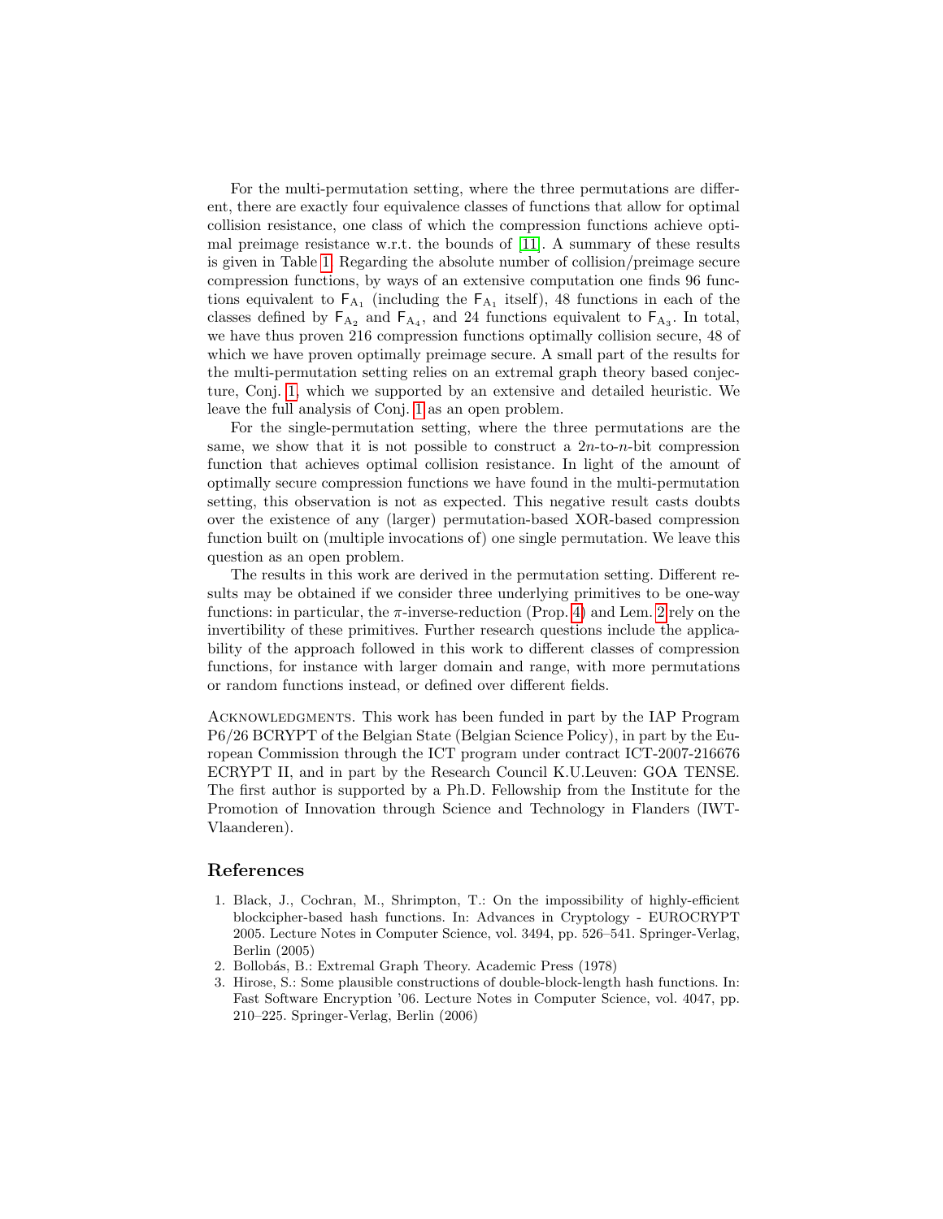For the multi-permutation setting, where the three permutations are different, there are exactly four equivalence classes of functions that allow for optimal collision resistance, one class of which the compression functions achieve optimal preimage resistance w.r.t. the bounds of [11]. A summary of these results is given in Table 1. Regarding the absolute number of collision/preimage secure compression functions, by ways of an extensive computation one finds 96 functions equivalent to $\mathsf{F}_{\mathrm{A}_1}$ (including the $\mathsf{F}_{\mathrm{A}_1}$ itself), 48 functions in each of the classes defined by $\mathsf{F}_{\mathrm{A}_2}$ and $\mathsf{F}_{\mathrm{A}_4}$, and 24 functions equivalent to $\mathsf{F}_{\mathrm{A}_3}$. In total, we have thus proven 216 compression functions optimally collision secure, 48 of which we have proven optimally preimage secure. A small part of the results for the multi-permutation setting relies on an extremal graph theory based conjecture, Conj. 1, which we supported by an extensive and detailed heuristic. We leave the full analysis of Conj. 1 as an open problem.

For the single-permutation setting, where the three permutations are the same, we show that it is not possible to construct a $2n$-to-$n$-bit compression function that achieves optimal collision resistance. In light of the amount of optimally secure compression functions we have found in the multi-permutation setting, this observation is not as expected. This negative result casts doubts over the existence of any (larger) permutation-based XOR-based compression function built on (multiple invocations of) one single permutation. We leave this question as an open problem.

The results in this work are derived in the permutation setting. Different results may be obtained if we consider three underlying primitives to be one-way functions: in particular, the $\pi$-inverse-reduction (Prop. 4) and Lem. 2 rely on the invertibility of these primitives. Further research questions include the applicability of the approach followed in this work to different classes of compression functions, for instance with larger domain and range, with more permutations or random functions instead, or defined over different fields.

Acknowledgments. This work has been funded in part by the IAP Program P6/26 BCRYPT of the Belgian State (Belgian Science Policy), in part by the European Commission through the ICT program under contract ICT-2007-216676 ECRYPT II, and in part by the Research Council K.U.Leuven: GOA TENSE. The first author is supported by a Ph.D. Fellowship from the Institute for the Promotion of Innovation through Science and Technology in Flanders (IWT-Vlaanderen).

## References

1. Black, J., Cochran, M., Shrimpton, T.: On the impossibility of highly-efficient blockcipher-based hash functions. In: Advances in Cryptology - EUROCRYPT 2005. Lecture Notes in Computer Science, vol. 3494, pp. 526–541. Springer-Verlag, Berlin (2005)
2. Bollobás, B.: Extremal Graph Theory. Academic Press (1978)
3. Hirose, S.: Some plausible constructions of double-block-length hash functions. In: Fast Software Encryption '06. Lecture Notes in Computer Science, vol. 4047, pp. 210–225. Springer-Verlag, Berlin (2006)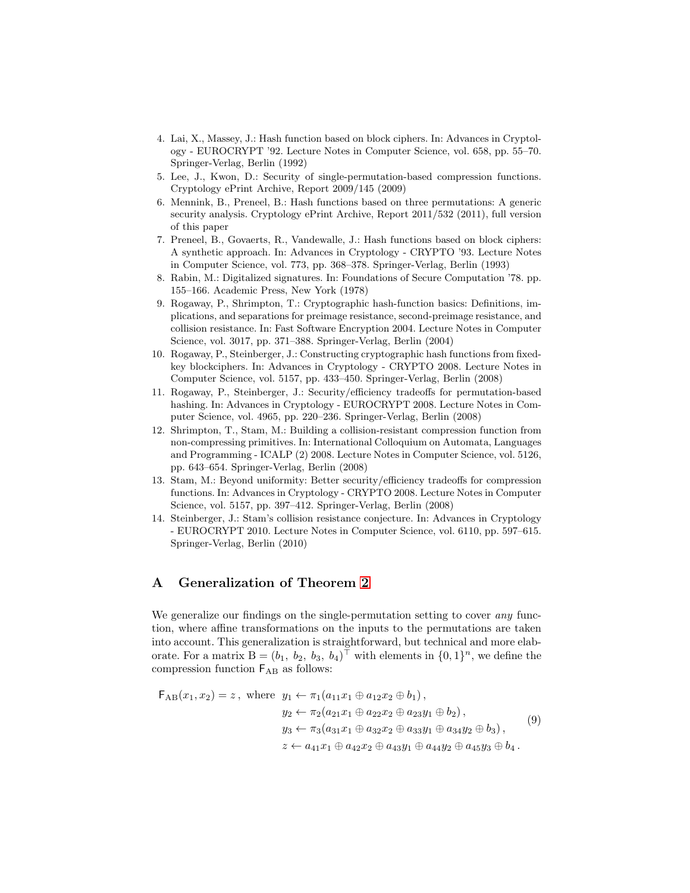4. Lai, X., Massey, J.: Hash function based on block ciphers. In: Advances in Cryptology - EUROCRYPT '92. Lecture Notes in Computer Science, vol. 658, pp. 55–70. Springer-Verlag, Berlin (1992)
5. Lee, J., Kwon, D.: Security of single-permutation-based compression functions. Cryptology ePrint Archive, Report 2009/145 (2009)
6. Mennink, B., Preneel, B.: Hash functions based on three permutations: A generic security analysis. Cryptology ePrint Archive, Report 2011/532 (2011), full version of this paper
7. Preneel, B., Govaerts, R., Vandewalle, J.: Hash functions based on block ciphers: A synthetic approach. In: Advances in Cryptology - CRYPTO '93. Lecture Notes in Computer Science, vol. 773, pp. 368–378. Springer-Verlag, Berlin (1993)
8. Rabin, M.: Digitalized signatures. In: Foundations of Secure Computation '78. pp. 155–166. Academic Press, New York (1978)
9. Rogaway, P., Shrimpton, T.: Cryptographic hash-function basics: Definitions, implications, and separations for preimage resistance, second-preimage resistance, and collision resistance. In: Fast Software Encryption 2004. Lecture Notes in Computer Science, vol. 3017, pp. 371–388. Springer-Verlag, Berlin (2004)
10. Rogaway, P., Steinberger, J.: Constructing cryptographic hash functions from fixed-key blockciphers. In: Advances in Cryptology - CRYPTO 2008. Lecture Notes in Computer Science, vol. 5157, pp. 433–450. Springer-Verlag, Berlin (2008)
11. Rogaway, P., Steinberger, J.: Security/efficiency tradeoffs for permutation-based hashing. In: Advances in Cryptology - EUROCRYPT 2008. Lecture Notes in Computer Science, vol. 4965, pp. 220–236. Springer-Verlag, Berlin (2008)
12. Shrimpton, T., Stam, M.: Building a collision-resistant compression function from non-compressing primitives. In: International Colloquium on Automata, Languages and Programming - ICALP (2) 2008. Lecture Notes in Computer Science, vol. 5126, pp. 643–654. Springer-Verlag, Berlin (2008)
13. Stam, M.: Beyond uniformity: Better security/efficiency tradeoffs for compression functions. In: Advances in Cryptology - CRYPTO 2008. Lecture Notes in Computer Science, vol. 5157, pp. 397–412. Springer-Verlag, Berlin (2008)
14. Steinberger, J.: Stam's collision resistance conjecture. In: Advances in Cryptology - EUROCRYPT 2010. Lecture Notes in Computer Science, vol. 6110, pp. 597–615. Springer-Verlag, Berlin (2010)

# A Generalization of Theorem 2

We generalize our findings on the single-permutation setting to cover *any* function, where affine transformations on the inputs to the permutations are taken into account. This generalization is straightforward, but technical and more elaborate. For a matrix $\mathrm{B} = (b_1,\ b_2,\ b_3,\ b_4)^\top$ with elements in $\{0,1\}^n$, we define the compression function $\mathsf{F}_{\mathrm{AB}}$ as follows:

$$
\begin{aligned}
\mathsf{F}_{\mathrm{AB}}(x_1, x_2) = z\,,\ \text{where}\ \ & y_1 \leftarrow \pi_1(a_{11}x_1 \oplus a_{12}x_2 \oplus b_1)\,,\\
& y_2 \leftarrow \pi_2(a_{21}x_1 \oplus a_{22}x_2 \oplus a_{23}y_1 \oplus b_2)\,,\\
& y_3 \leftarrow \pi_3(a_{31}x_1 \oplus a_{32}x_2 \oplus a_{33}y_1 \oplus a_{34}y_2 \oplus b_3)\,,\\
& z \leftarrow a_{41}x_1 \oplus a_{42}x_2 \oplus a_{43}y_1 \oplus a_{44}y_2 \oplus a_{45}y_3 \oplus b_4\,.
\end{aligned}
\tag{9}
$$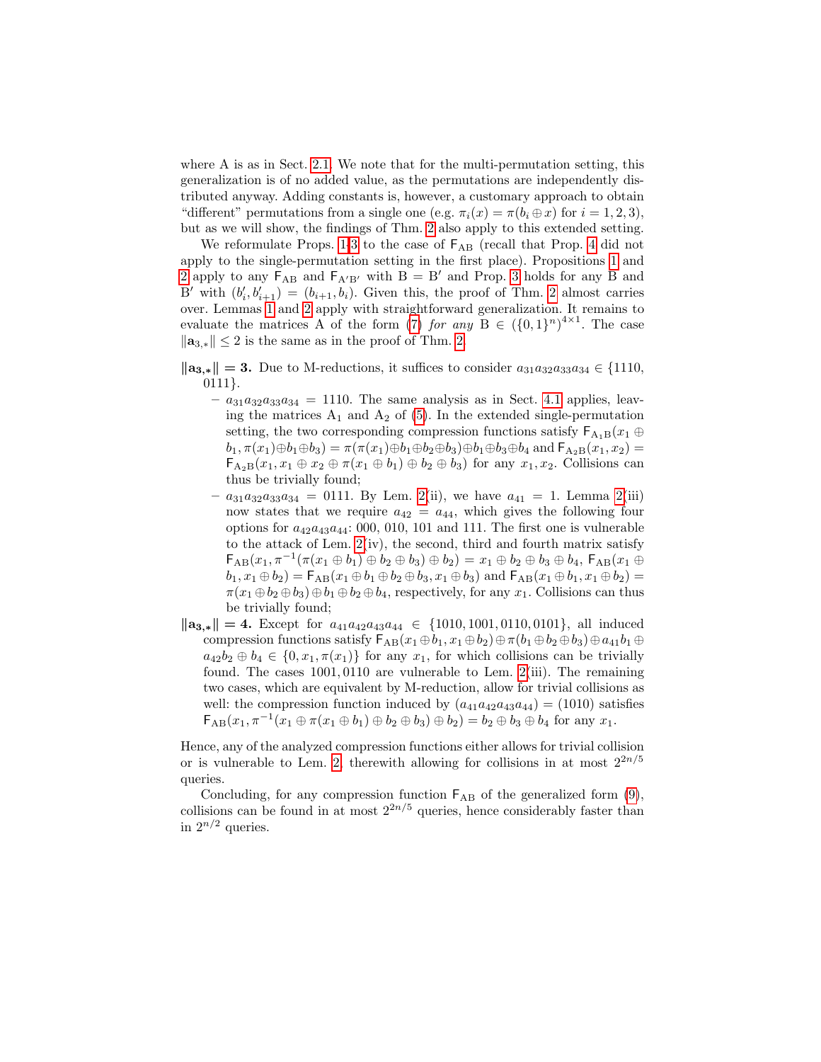where A is as in Sect. 2.1. We note that for the multi-permutation setting, this generalization is of no added value, as the permutations are independently distributed anyway. Adding constants is, however, a customary approach to obtain "different" permutations from a single one (e.g. $\pi_i(x) = \pi(b_i \oplus x)$ for $i = 1, 2, 3$), but as we will show, the findings of Thm. 2 also apply to this extended setting.

We reformulate Props. 1-3 to the case of $\mathsf{F}_{\mathrm{AB}}$ (recall that Prop. 4 did not apply to the single-permutation setting in the first place). Propositions 1 and 2 apply to any $\mathsf{F}_{\mathrm{AB}}$ and $\mathsf{F}_{\mathrm{A'B'}}$ with $\mathrm{B} = \mathrm{B'}$ and Prop. 3 holds for any B and B' with $(b'_i, b'_{i+1}) = (b_{i+1}, b_i)$. Given this, the proof of Thm. 2 almost carries over. Lemmas 1 and 2 apply with straightforward generalization. It remains to evaluate the matrices A of the form (7) *for any* $\mathrm{B} \in (\{0,1\}^n)^{4\times 1}$. The case $\|\mathbf{a}_{3,*}\| \leq 2$ is the same as in the proof of Thm. 2.

**$\|\mathbf{a}_{3,*}\| = 3$.** Due to M-reductions, it suffices to consider $a_{31}a_{32}a_{33}a_{34} \in \{1110, 0111\}$.

- $a_{31}a_{32}a_{33}a_{34} = 1110$. The same analysis as in Sect. 4.1 applies, leaving the matrices $\mathrm{A}_1$ and $\mathrm{A}_2$ of (5). In the extended single-permutation setting, the two corresponding compression functions satisfy $\mathsf{F}_{\mathrm{A_1B}}(x_1 \oplus b_1, \pi(x_1)\oplus b_1 \oplus b_3) = \pi(\pi(x_1)\oplus b_1 \oplus b_2 \oplus b_3)\oplus b_1 \oplus b_3 \oplus b_4$ and $\mathsf{F}_{\mathrm{A_2B}}(x_1, x_2) = \mathsf{F}_{\mathrm{A_2B}}(x_1, x_1 \oplus x_2 \oplus \pi(x_1 \oplus b_1) \oplus b_2 \oplus b_3)$ for any $x_1, x_2$. Collisions can thus be trivially found;
- $a_{31}a_{32}a_{33}a_{34} = 0111$. By Lem. 2(ii), we have $a_{41} = 1$. Lemma 2(iii) now states that we require $a_{42} = a_{44}$, which gives the following four options for $a_{42}a_{43}a_{44}$: 000, 010, 101 and 111. The first one is vulnerable to the attack of Lem. 2(iv), the second, third and fourth matrix satisfy $\mathsf{F}_{\mathrm{AB}}(x_1, \pi^{-1}(\pi(x_1 \oplus b_1) \oplus b_2 \oplus b_3) \oplus b_2) = x_1 \oplus b_2 \oplus b_3 \oplus b_4$, $\mathsf{F}_{\mathrm{AB}}(x_1 \oplus b_1, x_1 \oplus b_2) = \mathsf{F}_{\mathrm{AB}}(x_1 \oplus b_1 \oplus b_2 \oplus b_3, x_1 \oplus b_3)$ and $\mathsf{F}_{\mathrm{AB}}(x_1 \oplus b_1, x_1 \oplus b_2) = \pi(x_1 \oplus b_2 \oplus b_3) \oplus b_1 \oplus b_2 \oplus b_4$, respectively, for any $x_1$. Collisions can thus be trivially found;

**$\|\mathbf{a}_{3,*}\| = 4$.** Except for $a_{41}a_{42}a_{43}a_{44} \in \{1010, 1001, 0110, 0101\}$, all induced compression functions satisfy $\mathsf{F}_{\mathrm{AB}}(x_1 \oplus b_1, x_1 \oplus b_2) \oplus \pi(b_1 \oplus b_2 \oplus b_3) \oplus a_{41}b_1 \oplus a_{42}b_2 \oplus b_4 \in \{0, x_1, \pi(x_1)\}$ for any $x_1$, for which collisions can be trivially found. The cases 1001, 0110 are vulnerable to Lem. 2(iii). The remaining two cases, which are equivalent by M-reduction, allow for trivial collisions as well: the compression function induced by $(a_{41}a_{42}a_{43}a_{44}) = (1010)$ satisfies $\mathsf{F}_{\mathrm{AB}}(x_1, \pi^{-1}(x_1 \oplus \pi(x_1 \oplus b_1) \oplus b_2 \oplus b_3) \oplus b_2) = b_2 \oplus b_3 \oplus b_4$ for any $x_1$.

Hence, any of the analyzed compression functions either allows for trivial collision or is vulnerable to Lem. 2, therewith allowing for collisions in at most $2^{2n/5}$ queries.

Concluding, for any compression function $\mathsf{F}_{\mathrm{AB}}$ of the generalized form (9), collisions can be found in at most $2^{2n/5}$ queries, hence considerably faster than in $2^{n/2}$ queries.